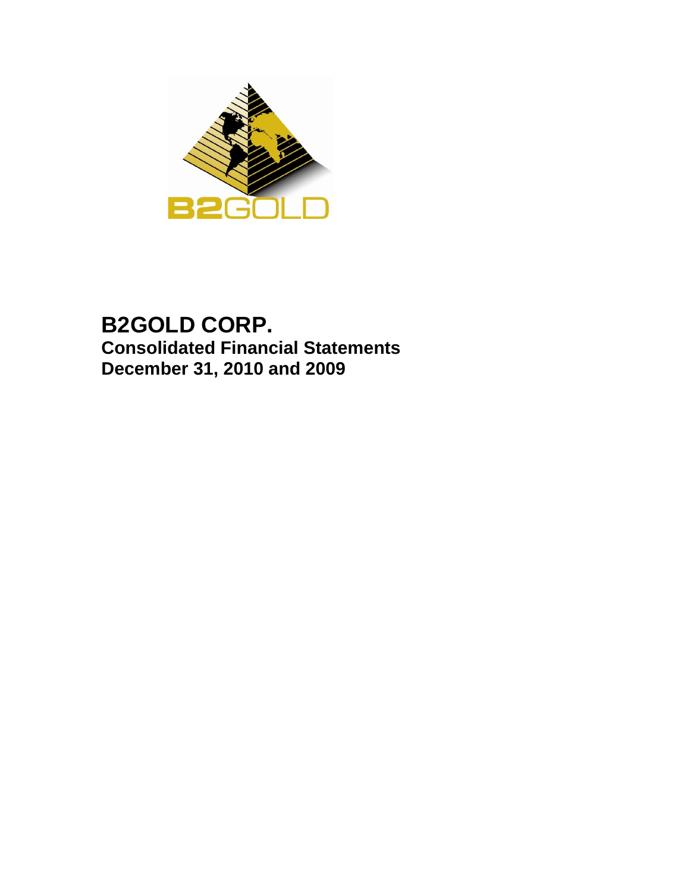# B2GOLD CORP.

## Consolidated Financial Statements
## December 31, 2010 and 2009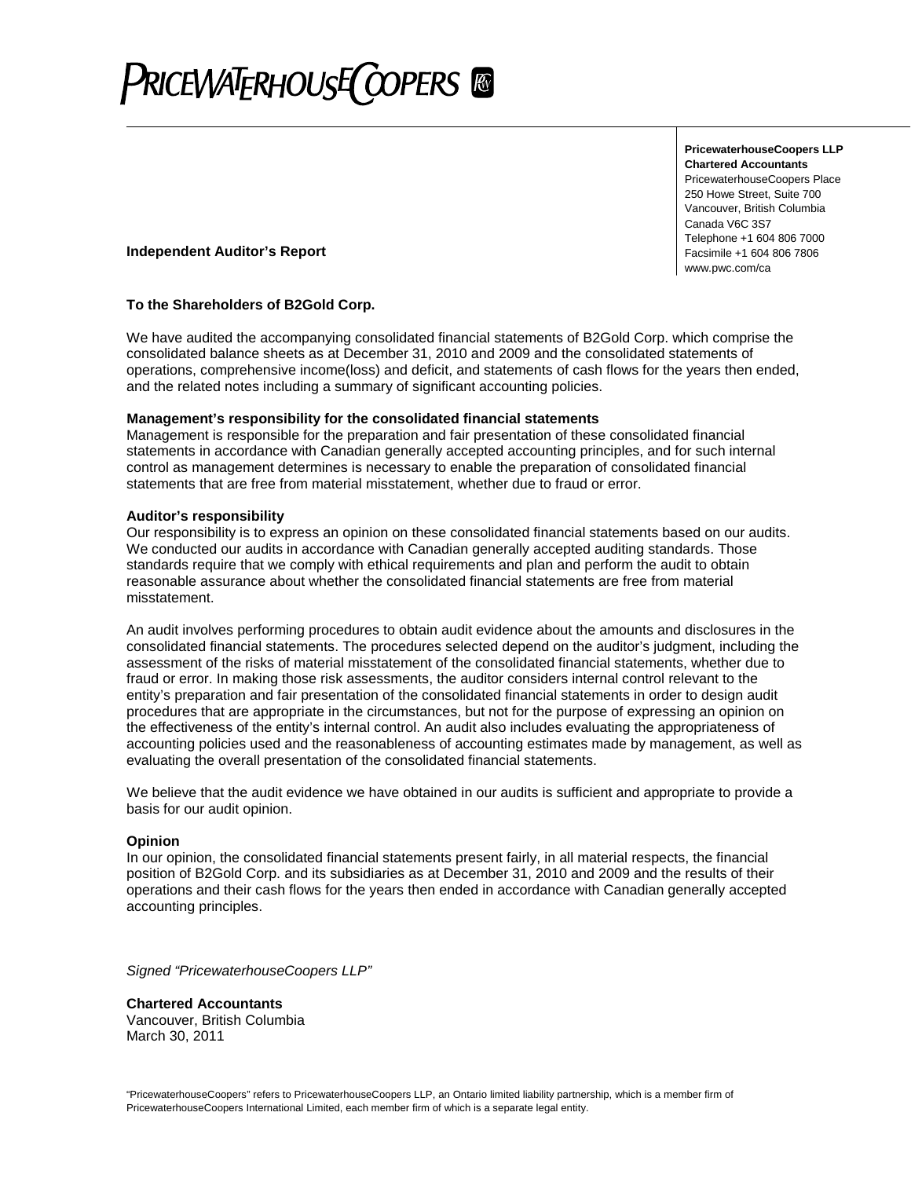PRICEWATERHOUSECOOPERS

**PricewaterhouseCoopers LLP**
**Chartered Accountants**
PricewaterhouseCoopers Place
250 Howe Street, Suite 700
Vancouver, British Columbia
Canada V6C 3S7
Telephone +1 604 806 7000
Facsimile +1 604 806 7806
www.pwc.com/ca

**Independent Auditor's Report**

**To the Shareholders of B2Gold Corp.**

We have audited the accompanying consolidated financial statements of B2Gold Corp. which comprise the consolidated balance sheets as at December 31, 2010 and 2009 and the consolidated statements of operations, comprehensive income(loss) and deficit, and statements of cash flows for the years then ended, and the related notes including a summary of significant accounting policies.

**Management's responsibility for the consolidated financial statements**

Management is responsible for the preparation and fair presentation of these consolidated financial statements in accordance with Canadian generally accepted accounting principles, and for such internal control as management determines is necessary to enable the preparation of consolidated financial statements that are free from material misstatement, whether due to fraud or error.

**Auditor's responsibility**

Our responsibility is to express an opinion on these consolidated financial statements based on our audits. We conducted our audits in accordance with Canadian generally accepted auditing standards. Those standards require that we comply with ethical requirements and plan and perform the audit to obtain reasonable assurance about whether the consolidated financial statements are free from material misstatement.

An audit involves performing procedures to obtain audit evidence about the amounts and disclosures in the consolidated financial statements. The procedures selected depend on the auditor's judgment, including the assessment of the risks of material misstatement of the consolidated financial statements, whether due to fraud or error. In making those risk assessments, the auditor considers internal control relevant to the entity's preparation and fair presentation of the consolidated financial statements in order to design audit procedures that are appropriate in the circumstances, but not for the purpose of expressing an opinion on the effectiveness of the entity's internal control. An audit also includes evaluating the appropriateness of accounting policies used and the reasonableness of accounting estimates made by management, as well as evaluating the overall presentation of the consolidated financial statements.

We believe that the audit evidence we have obtained in our audits is sufficient and appropriate to provide a basis for our audit opinion.

**Opinion**

In our opinion, the consolidated financial statements present fairly, in all material respects, the financial position of B2Gold Corp. and its subsidiaries as at December 31, 2010 and 2009 and the results of their operations and their cash flows for the years then ended in accordance with Canadian generally accepted accounting principles.

*Signed "PricewaterhouseCoopers LLP"*

**Chartered Accountants**
Vancouver, British Columbia
March 30, 2011

"PricewaterhouseCoopers" refers to PricewaterhouseCoopers LLP, an Ontario limited liability partnership, which is a member firm of PricewaterhouseCoopers International Limited, each member firm of which is a separate legal entity.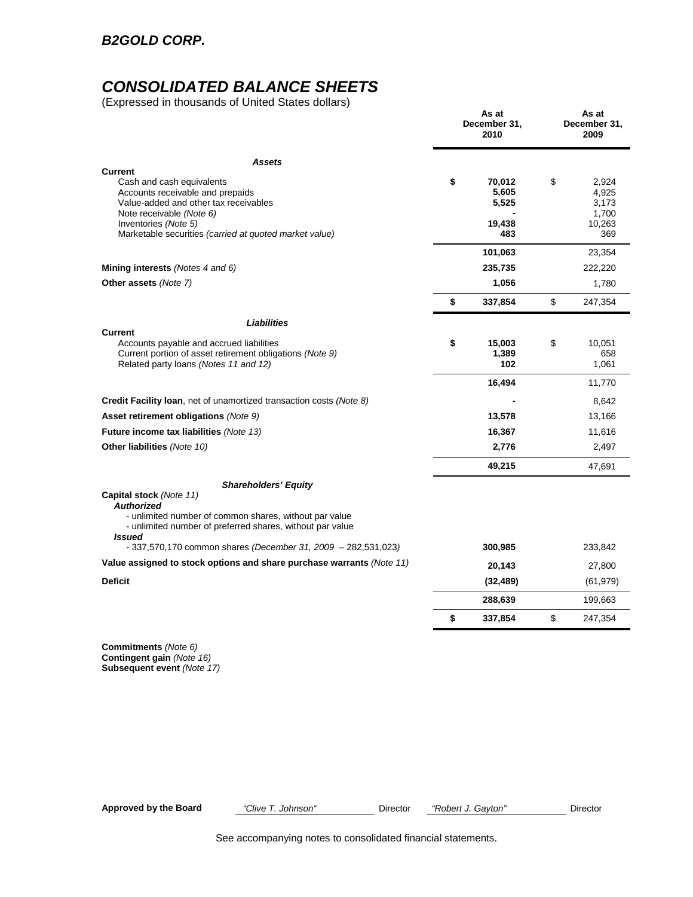## B2GOLD CORP.

# CONSOLIDATED BALANCE SHEETS

(Expressed in thousands of United States dollars)

| | As at December 31, 2010 | As at December 31, 2009 |
|---|---|---|
| ***Assets*** | | |
| **Current** | | |
| Cash and cash equivalents | **$ 70,012** | $ 2,924 |
| Accounts receivable and prepaids | **5,605** | 4,925 |
| Value-added and other tax receivables | **5,525** | 3,173 |
| Note receivable *(Note 6)* | **-** | 1,700 |
| Inventories *(Note 5)* | **19,438** | 10,263 |
| Marketable securities *(carried at quoted market value)* | **483** | 369 |
| | **101,063** | 23,354 |
| **Mining interests** *(Notes 4 and 6)* | **235,735** | 222,220 |
| **Other assets** *(Note 7)* | **1,056** | 1,780 |
| | **$ 337,854** | $ 247,354 |
| ***Liabilities*** | | |
| **Current** | | |
| Accounts payable and accrued liabilities | **$ 15,003** | $ 10,051 |
| Current portion of asset retirement obligations *(Note 9)* | **1,389** | 658 |
| Related party loans *(Notes 11 and 12)* | **102** | 1,061 |
| | **16,494** | 11,770 |
| **Credit Facility loan**, net of unamortized transaction costs *(Note 8)* | **-** | 8,642 |
| **Asset retirement obligations** *(Note 9)* | **13,578** | 13,166 |
| **Future income tax liabilities** *(Note 13)* | **16,367** | 11,616 |
| **Other liabilities** *(Note 10)* | **2,776** | 2,497 |
| | **49,215** | 47,691 |
| ***Shareholders' Equity*** | | |
| **Capital stock** *(Note 11)* | | |
| ***Authorized*** | | |
| - unlimited number of common shares, without par value | | |
| - unlimited number of preferred shares, without par value | | |
| ***Issued*** | | |
| - 337,570,170 common shares *(December 31, 2009 – 282,531,023)* | **300,985** | 233,842 |
| **Value assigned to stock options and share purchase warrants** *(Note 11)* | **20,143** | 27,800 |
| **Deficit** | **(32,489)** | (61,979) |
| | **288,639** | 199,663 |
| | **$ 337,854** | $ 247,354 |

**Commitments** *(Note 6)*
**Contingent gain** *(Note 16)*
**Subsequent event** *(Note 17)*

**Approved by the Board** *"Clive T. Johnson"* Director *"Robert J. Gayton"* Director

See accompanying notes to consolidated financial statements.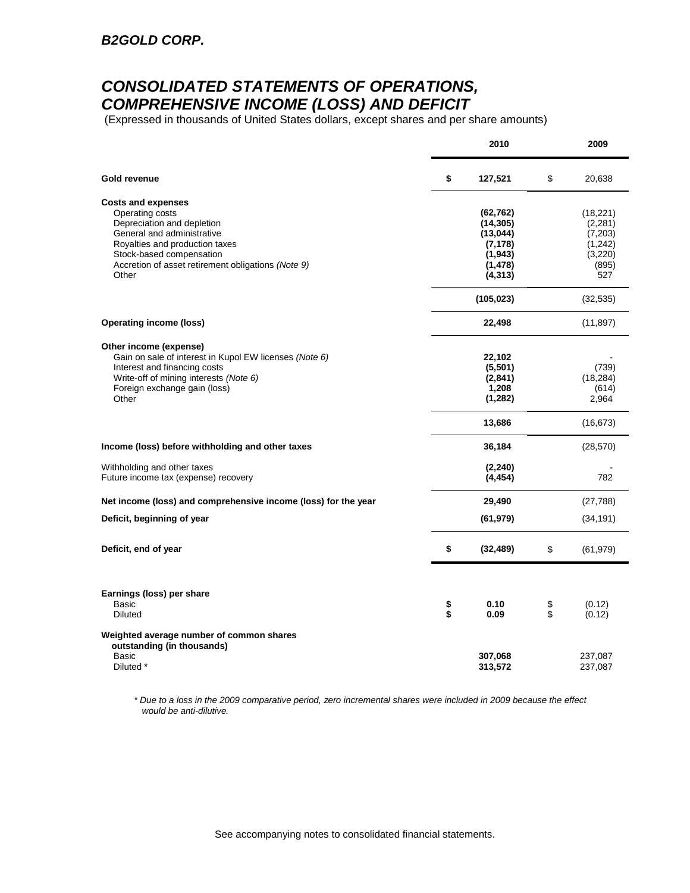***B2GOLD CORP.***

# *CONSOLIDATED STATEMENTS OF OPERATIONS, COMPREHENSIVE INCOME (LOSS) AND DEFICIT*

(Expressed in thousands of United States dollars, except shares and per share amounts)

| | 2010 | 2009 |
|---|---|---|
| **Gold revenue** | **$ 127,521** | $ 20,638 |
| **Costs and expenses** | | |
| Operating costs | **(62,762)** | (18,221) |
| Depreciation and depletion | **(14,305)** | (2,281) |
| General and administrative | **(13,044)** | (7,203) |
| Royalties and production taxes | **(7,178)** | (1,242) |
| Stock-based compensation | **(1,943)** | (3,220) |
| Accretion of asset retirement obligations *(Note 9)* | **(1,478)** | (895) |
| Other | **(4,313)** | 527 |
| | **(105,023)** | (32,535) |
| **Operating income (loss)** | **22,498** | (11,897) |
| **Other income (expense)** | | |
| Gain on sale of interest in Kupol EW licenses *(Note 6)* | **22,102** | - |
| Interest and financing costs | **(5,501)** | (739) |
| Write-off of mining interests *(Note 6)* | **(2,841)** | (18,284) |
| Foreign exchange gain (loss) | **1,208** | (614) |
| Other | **(1,282)** | 2,964 |
| | **13,686** | (16,673) |
| **Income (loss) before withholding and other taxes** | **36,184** | (28,570) |
| Withholding and other taxes | **(2,240)** | - |
| Future income tax (expense) recovery | **(4,454)** | 782 |
| **Net income (loss) and comprehensive income (loss) for the year** | **29,490** | (27,788) |
| **Deficit, beginning of year** | **(61,979)** | (34,191) |
| **Deficit, end of year** | **$ (32,489)** | $ (61,979) |
| **Earnings (loss) per share** | | |
| Basic | **$ 0.10** | $ (0.12) |
| Diluted | **$ 0.09** | $ (0.12) |
| **Weighted average number of common shares outstanding (in thousands)** | | |
| Basic | **307,068** | 237,087 |
| Diluted * | **313,572** | 237,087 |

*\* Due to a loss in the 2009 comparative period, zero incremental shares were included in 2009 because the effect would be anti-dilutive.*

See accompanying notes to consolidated financial statements.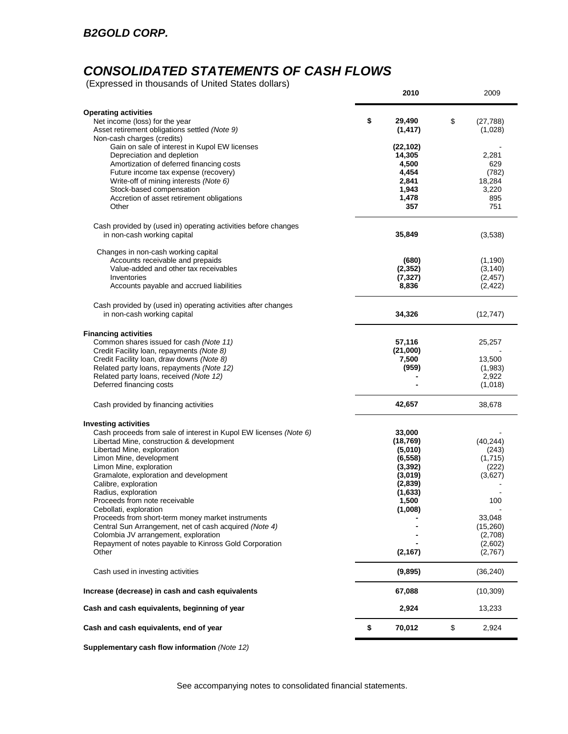## *B2GOLD CORP.*

# *CONSOLIDATED STATEMENTS OF CASH FLOWS*

(Expressed in thousands of United States dollars)

| | 2010 | 2009 |
|---|---|---|
| **Operating activities** | | |
| Net income (loss) for the year | **$ 29,490** | $ (27,788) |
| Asset retirement obligations settled *(Note 9)* | **(1,417)** | (1,028) |
| Non-cash charges (credits) | | |
| Gain on sale of interest in Kupol EW licenses | **(22,102)** | - |
| Depreciation and depletion | **14,305** | 2,281 |
| Amortization of deferred financing costs | **4,500** | 629 |
| Future income tax expense (recovery) | **4,454** | (782) |
| Write-off of mining interests *(Note 6)* | **2,841** | 18,284 |
| Stock-based compensation | **1,943** | 3,220 |
| Accretion of asset retirement obligations | **1,478** | 895 |
| Other | **357** | 751 |
| Cash provided by (used in) operating activities before changes in non-cash working capital | **35,849** | (3,538) |
| Changes in non-cash working capital | | |
| Accounts receivable and prepaids | **(680)** | (1,190) |
| Value-added and other tax receivables | **(2,352)** | (3,140) |
| Inventories | **(7,327)** | (2,457) |
| Accounts payable and accrued liabilities | **8,836** | (2,422) |
| Cash provided by (used in) operating activities after changes in non-cash working capital | **34,326** | (12,747) |
| **Financing activities** | | |
| Common shares issued for cash *(Note 11)* | **57,116** | 25,257 |
| Credit Facility loan, repayments *(Note 8)* | **(21,000)** | - |
| Credit Facility loan, draw downs *(Note 8)* | **7,500** | 13,500 |
| Related party loans, repayments *(Note 12)* | **(959)** | (1,983) |
| Related party loans, received *(Note 12)* | **-** | 2,922 |
| Deferred financing costs | **-** | (1,018) |
| Cash provided by financing activities | **42,657** | 38,678 |
| **Investing activities** | | |
| Cash proceeds from sale of interest in Kupol EW licenses *(Note 6)* | **33,000** | - |
| Libertad Mine, construction & development | **(18,769)** | (40,244) |
| Libertad Mine, exploration | **(5,010)** | (243) |
| Limon Mine, development | **(6,558)** | (1,715) |
| Limon Mine, exploration | **(3,392)** | (222) |
| Gramalote, exploration and development | **(3,019)** | (3,627) |
| Calibre, exploration | **(2,839)** | - |
| Radius, exploration | **(1,633)** | - |
| Proceeds from note receivable | **1,500** | 100 |
| Cebollati, exploration | **(1,008)** | - |
| Proceeds from short-term money market instruments | **-** | 33,048 |
| Central Sun Arrangement, net of cash acquired *(Note 4)* | **-** | (15,260) |
| Colombia JV arrangement, exploration | **-** | (2,708) |
| Repayment of notes payable to Kinross Gold Corporation | **-** | (2,602) |
| Other | **(2,167)** | (2,767) |
| Cash used in investing activities | **(9,895)** | (36,240) |
| **Increase (decrease) in cash and cash equivalents** | **67,088** | (10,309) |
| **Cash and cash equivalents, beginning of year** | **2,924** | 13,233 |
| **Cash and cash equivalents, end of year** | **$ 70,012** | $ 2,924 |

**Supplementary cash flow information** *(Note 12)*

See accompanying notes to consolidated financial statements.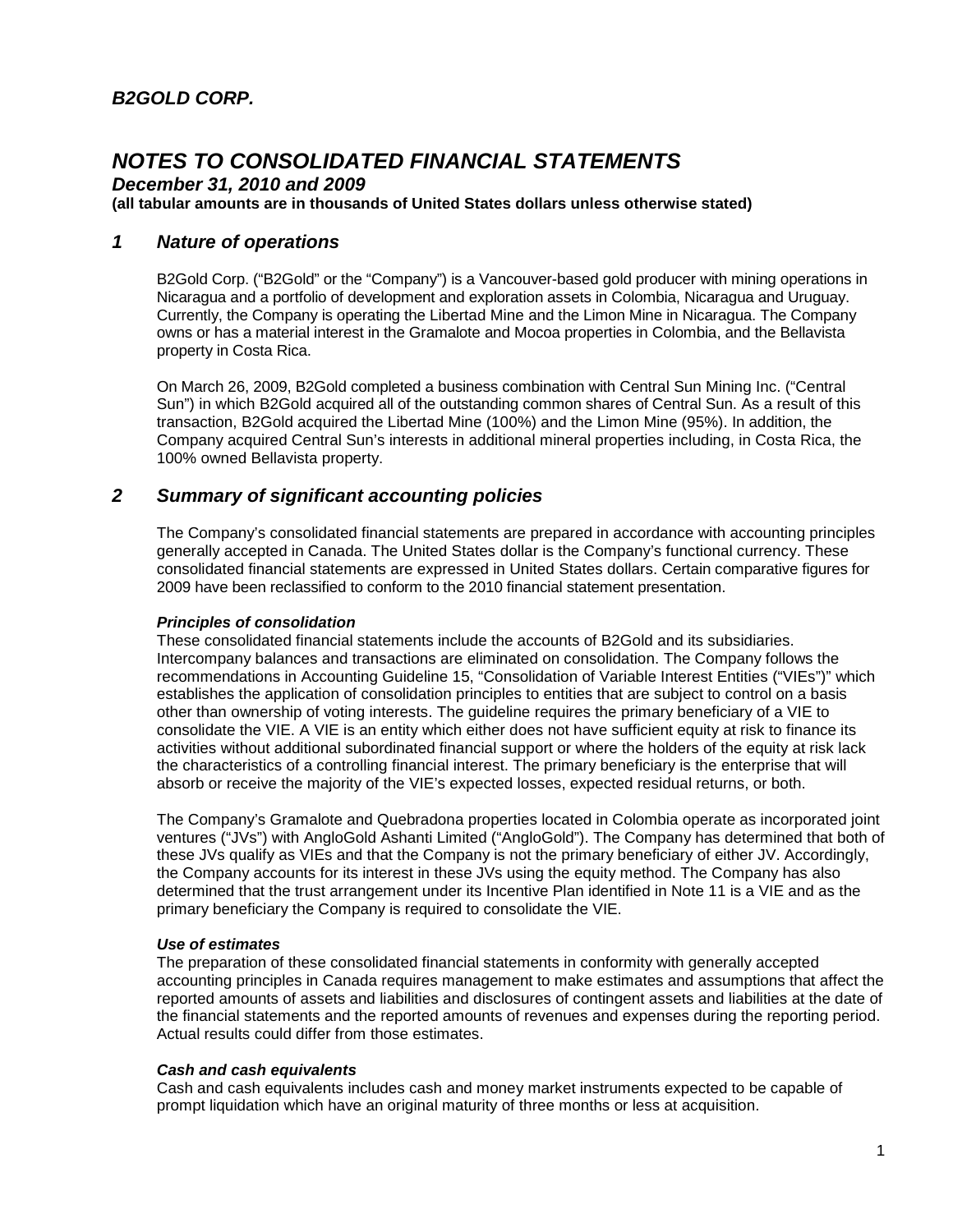# B2GOLD CORP.

# NOTES TO CONSOLIDATED FINANCIAL STATEMENTS

## December 31, 2010 and 2009

**(all tabular amounts are in thousands of United States dollars unless otherwise stated)**

## 1 Nature of operations

B2Gold Corp. ("B2Gold" or the "Company") is a Vancouver-based gold producer with mining operations in Nicaragua and a portfolio of development and exploration assets in Colombia, Nicaragua and Uruguay. Currently, the Company is operating the Libertad Mine and the Limon Mine in Nicaragua. The Company owns or has a material interest in the Gramalote and Mocoa properties in Colombia, and the Bellavista property in Costa Rica.

On March 26, 2009, B2Gold completed a business combination with Central Sun Mining Inc. ("Central Sun") in which B2Gold acquired all of the outstanding common shares of Central Sun. As a result of this transaction, B2Gold acquired the Libertad Mine (100%) and the Limon Mine (95%). In addition, the Company acquired Central Sun's interests in additional mineral properties including, in Costa Rica, the 100% owned Bellavista property.

## 2 Summary of significant accounting policies

The Company's consolidated financial statements are prepared in accordance with accounting principles generally accepted in Canada. The United States dollar is the Company's functional currency. These consolidated financial statements are expressed in United States dollars. Certain comparative figures for 2009 have been reclassified to conform to the 2010 financial statement presentation.

### *Principles of consolidation*

These consolidated financial statements include the accounts of B2Gold and its subsidiaries. Intercompany balances and transactions are eliminated on consolidation. The Company follows the recommendations in Accounting Guideline 15, "Consolidation of Variable Interest Entities ("VIEs")" which establishes the application of consolidation principles to entities that are subject to control on a basis other than ownership of voting interests. The guideline requires the primary beneficiary of a VIE to consolidate the VIE. A VIE is an entity which either does not have sufficient equity at risk to finance its activities without additional subordinated financial support or where the holders of the equity at risk lack the characteristics of a controlling financial interest. The primary beneficiary is the enterprise that will absorb or receive the majority of the VIE's expected losses, expected residual returns, or both.

The Company's Gramalote and Quebradona properties located in Colombia operate as incorporated joint ventures ("JVs") with AngloGold Ashanti Limited ("AngloGold"). The Company has determined that both of these JVs qualify as VIEs and that the Company is not the primary beneficiary of either JV. Accordingly, the Company accounts for its interest in these JVs using the equity method. The Company has also determined that the trust arrangement under its Incentive Plan identified in Note 11 is a VIE and as the primary beneficiary the Company is required to consolidate the VIE.

### *Use of estimates*

The preparation of these consolidated financial statements in conformity with generally accepted accounting principles in Canada requires management to make estimates and assumptions that affect the reported amounts of assets and liabilities and disclosures of contingent assets and liabilities at the date of the financial statements and the reported amounts of revenues and expenses during the reporting period. Actual results could differ from those estimates.

### *Cash and cash equivalents*

Cash and cash equivalents includes cash and money market instruments expected to be capable of prompt liquidation which have an original maturity of three months or less at acquisition.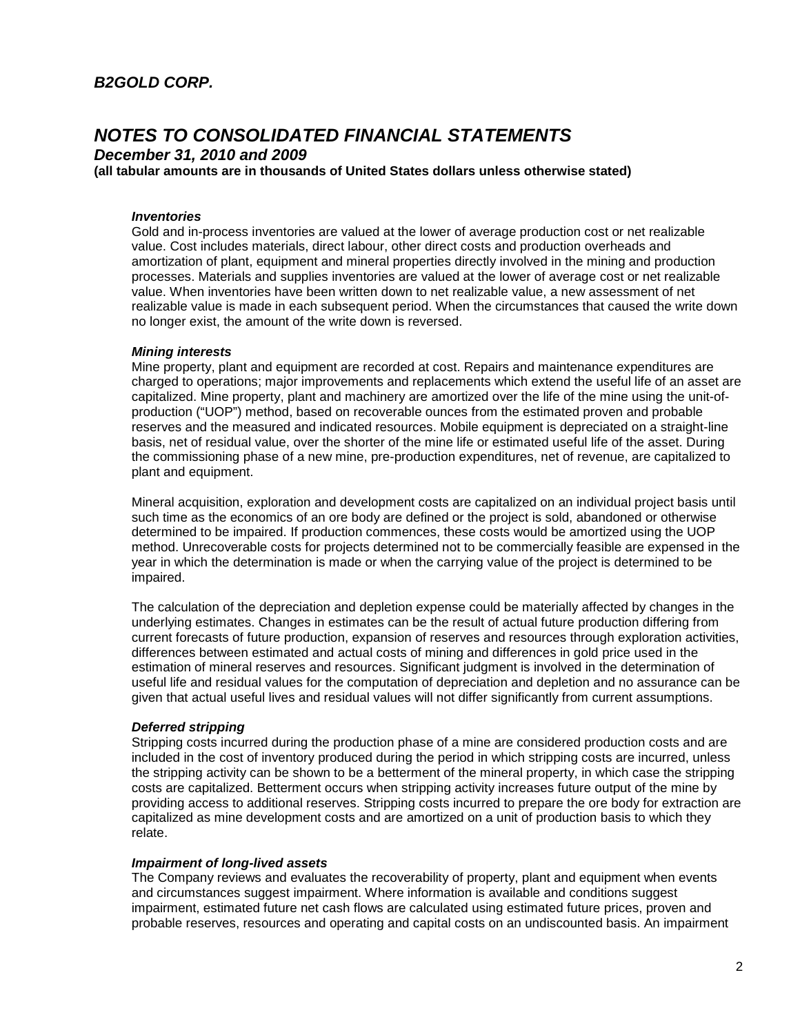## *Inventories*

Gold and in-process inventories are valued at the lower of average production cost or net realizable value. Cost includes materials, direct labour, other direct costs and production overheads and amortization of plant, equipment and mineral properties directly involved in the mining and production processes. Materials and supplies inventories are valued at the lower of average cost or net realizable value. When inventories have been written down to net realizable value, a new assessment of net realizable value is made in each subsequent period. When the circumstances that caused the write down no longer exist, the amount of the write down is reversed.

## *Mining interests*

Mine property, plant and equipment are recorded at cost. Repairs and maintenance expenditures are charged to operations; major improvements and replacements which extend the useful life of an asset are capitalized. Mine property, plant and machinery are amortized over the life of the mine using the unit-of-production ("UOP") method, based on recoverable ounces from the estimated proven and probable reserves and the measured and indicated resources. Mobile equipment is depreciated on a straight-line basis, net of residual value, over the shorter of the mine life or estimated useful life of the asset. During the commissioning phase of a new mine, pre-production expenditures, net of revenue, are capitalized to plant and equipment.

Mineral acquisition, exploration and development costs are capitalized on an individual project basis until such time as the economics of an ore body are defined or the project is sold, abandoned or otherwise determined to be impaired. If production commences, these costs would be amortized using the UOP method. Unrecoverable costs for projects determined not to be commercially feasible are expensed in the year in which the determination is made or when the carrying value of the project is determined to be impaired.

The calculation of the depreciation and depletion expense could be materially affected by changes in the underlying estimates. Changes in estimates can be the result of actual future production differing from current forecasts of future production, expansion of reserves and resources through exploration activities, differences between estimated and actual costs of mining and differences in gold price used in the estimation of mineral reserves and resources. Significant judgment is involved in the determination of useful life and residual values for the computation of depreciation and depletion and no assurance can be given that actual useful lives and residual values will not differ significantly from current assumptions.

## *Deferred stripping*

Stripping costs incurred during the production phase of a mine are considered production costs and are included in the cost of inventory produced during the period in which stripping costs are incurred, unless the stripping activity can be shown to be a betterment of the mineral property, in which case the stripping costs are capitalized. Betterment occurs when stripping activity increases future output of the mine by providing access to additional reserves. Stripping costs incurred to prepare the ore body for extraction are capitalized as mine development costs and are amortized on a unit of production basis to which they relate.

## *Impairment of long-lived assets*

The Company reviews and evaluates the recoverability of property, plant and equipment when events and circumstances suggest impairment. Where information is available and conditions suggest impairment, estimated future net cash flows are calculated using estimated future prices, proven and probable reserves, resources and operating and capital costs on an undiscounted basis. An impairment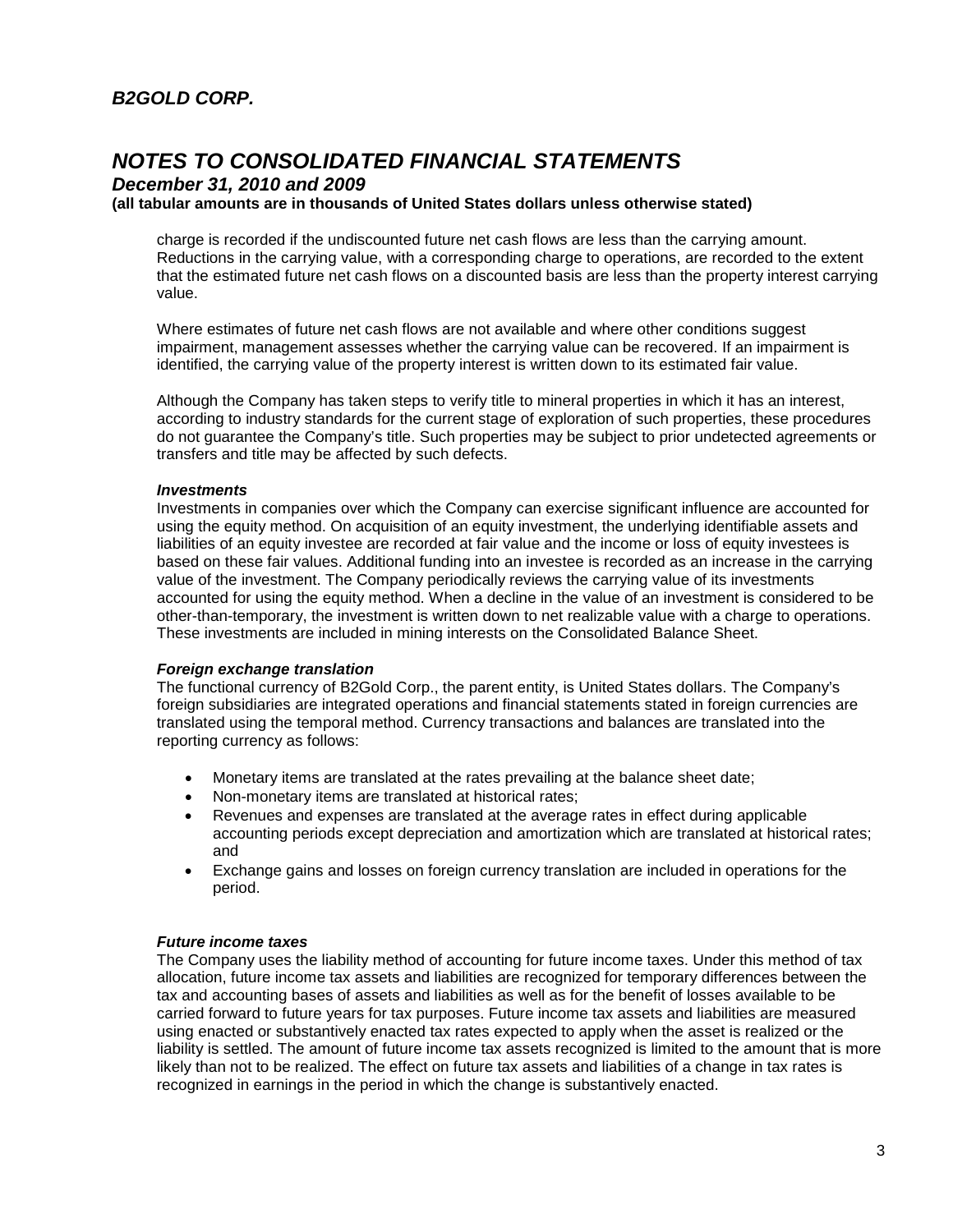charge is recorded if the undiscounted future net cash flows are less than the carrying amount. Reductions in the carrying value, with a corresponding charge to operations, are recorded to the extent that the estimated future net cash flows on a discounted basis are less than the property interest carrying value.

Where estimates of future net cash flows are not available and where other conditions suggest impairment, management assesses whether the carrying value can be recovered. If an impairment is identified, the carrying value of the property interest is written down to its estimated fair value.

Although the Company has taken steps to verify title to mineral properties in which it has an interest, according to industry standards for the current stage of exploration of such properties, these procedures do not guarantee the Company's title. Such properties may be subject to prior undetected agreements or transfers and title may be affected by such defects.

***Investments***

Investments in companies over which the Company can exercise significant influence are accounted for using the equity method. On acquisition of an equity investment, the underlying identifiable assets and liabilities of an equity investee are recorded at fair value and the income or loss of equity investees is based on these fair values. Additional funding into an investee is recorded as an increase in the carrying value of the investment. The Company periodically reviews the carrying value of its investments accounted for using the equity method. When a decline in the value of an investment is considered to be other-than-temporary, the investment is written down to net realizable value with a charge to operations. These investments are included in mining interests on the Consolidated Balance Sheet.

***Foreign exchange translation***

The functional currency of B2Gold Corp., the parent entity, is United States dollars. The Company's foreign subsidiaries are integrated operations and financial statements stated in foreign currencies are translated using the temporal method. Currency transactions and balances are translated into the reporting currency as follows:

- Monetary items are translated at the rates prevailing at the balance sheet date;
- Non-monetary items are translated at historical rates;
- Revenues and expenses are translated at the average rates in effect during applicable accounting periods except depreciation and amortization which are translated at historical rates; and
- Exchange gains and losses on foreign currency translation are included in operations for the period.

***Future income taxes***

The Company uses the liability method of accounting for future income taxes. Under this method of tax allocation, future income tax assets and liabilities are recognized for temporary differences between the tax and accounting bases of assets and liabilities as well as for the benefit of losses available to be carried forward to future years for tax purposes. Future income tax assets and liabilities are measured using enacted or substantively enacted tax rates expected to apply when the asset is realized or the liability is settled. The amount of future income tax assets recognized is limited to the amount that is more likely than not to be realized. The effect on future tax assets and liabilities of a change in tax rates is recognized in earnings in the period in which the change is substantively enacted.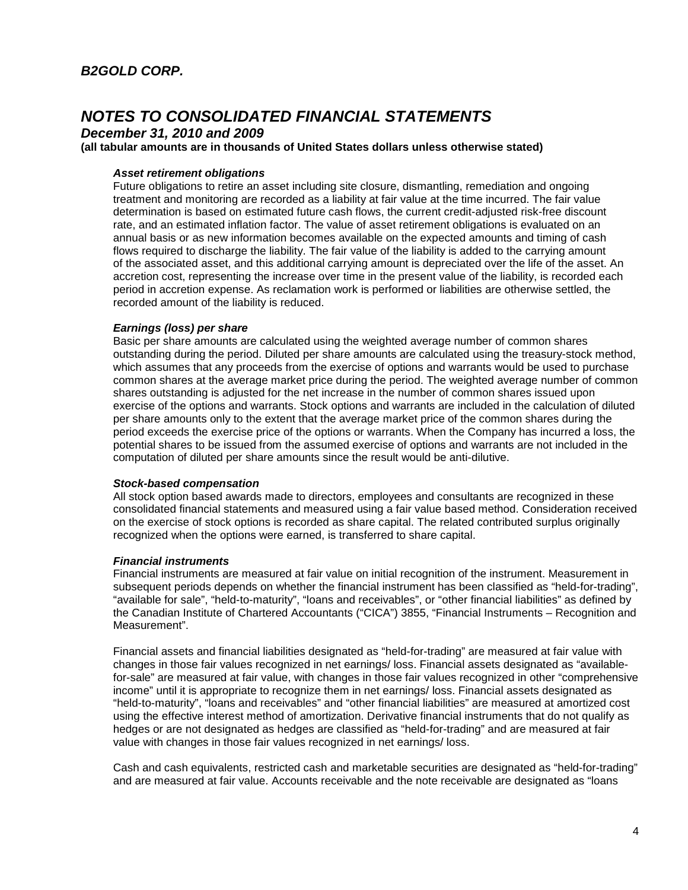***Asset retirement obligations***

Future obligations to retire an asset including site closure, dismantling, remediation and ongoing treatment and monitoring are recorded as a liability at fair value at the time incurred. The fair value determination is based on estimated future cash flows, the current credit-adjusted risk-free discount rate, and an estimated inflation factor. The value of asset retirement obligations is evaluated on an annual basis or as new information becomes available on the expected amounts and timing of cash flows required to discharge the liability. The fair value of the liability is added to the carrying amount of the associated asset, and this additional carrying amount is depreciated over the life of the asset. An accretion cost, representing the increase over time in the present value of the liability, is recorded each period in accretion expense. As reclamation work is performed or liabilities are otherwise settled, the recorded amount of the liability is reduced.

***Earnings (loss) per share***

Basic per share amounts are calculated using the weighted average number of common shares outstanding during the period. Diluted per share amounts are calculated using the treasury-stock method, which assumes that any proceeds from the exercise of options and warrants would be used to purchase common shares at the average market price during the period. The weighted average number of common shares outstanding is adjusted for the net increase in the number of common shares issued upon exercise of the options and warrants. Stock options and warrants are included in the calculation of diluted per share amounts only to the extent that the average market price of the common shares during the period exceeds the exercise price of the options or warrants. When the Company has incurred a loss, the potential shares to be issued from the assumed exercise of options and warrants are not included in the computation of diluted per share amounts since the result would be anti-dilutive.

***Stock-based compensation***

All stock option based awards made to directors, employees and consultants are recognized in these consolidated financial statements and measured using a fair value based method. Consideration received on the exercise of stock options is recorded as share capital. The related contributed surplus originally recognized when the options were earned, is transferred to share capital.

***Financial instruments***

Financial instruments are measured at fair value on initial recognition of the instrument. Measurement in subsequent periods depends on whether the financial instrument has been classified as "held-for-trading", "available for sale", "held-to-maturity", "loans and receivables", or "other financial liabilities" as defined by the Canadian Institute of Chartered Accountants ("CICA") 3855, "Financial Instruments – Recognition and Measurement".

Financial assets and financial liabilities designated as "held-for-trading" are measured at fair value with changes in those fair values recognized in net earnings/ loss. Financial assets designated as "available-for-sale" are measured at fair value, with changes in those fair values recognized in other "comprehensive income" until it is appropriate to recognize them in net earnings/ loss. Financial assets designated as "held-to-maturity", "loans and receivables" and "other financial liabilities" are measured at amortized cost using the effective interest method of amortization. Derivative financial instruments that do not qualify as hedges or are not designated as hedges are classified as "held-for-trading" and are measured at fair value with changes in those fair values recognized in net earnings/ loss.

Cash and cash equivalents, restricted cash and marketable securities are designated as "held-for-trading" and are measured at fair value. Accounts receivable and the note receivable are designated as "loans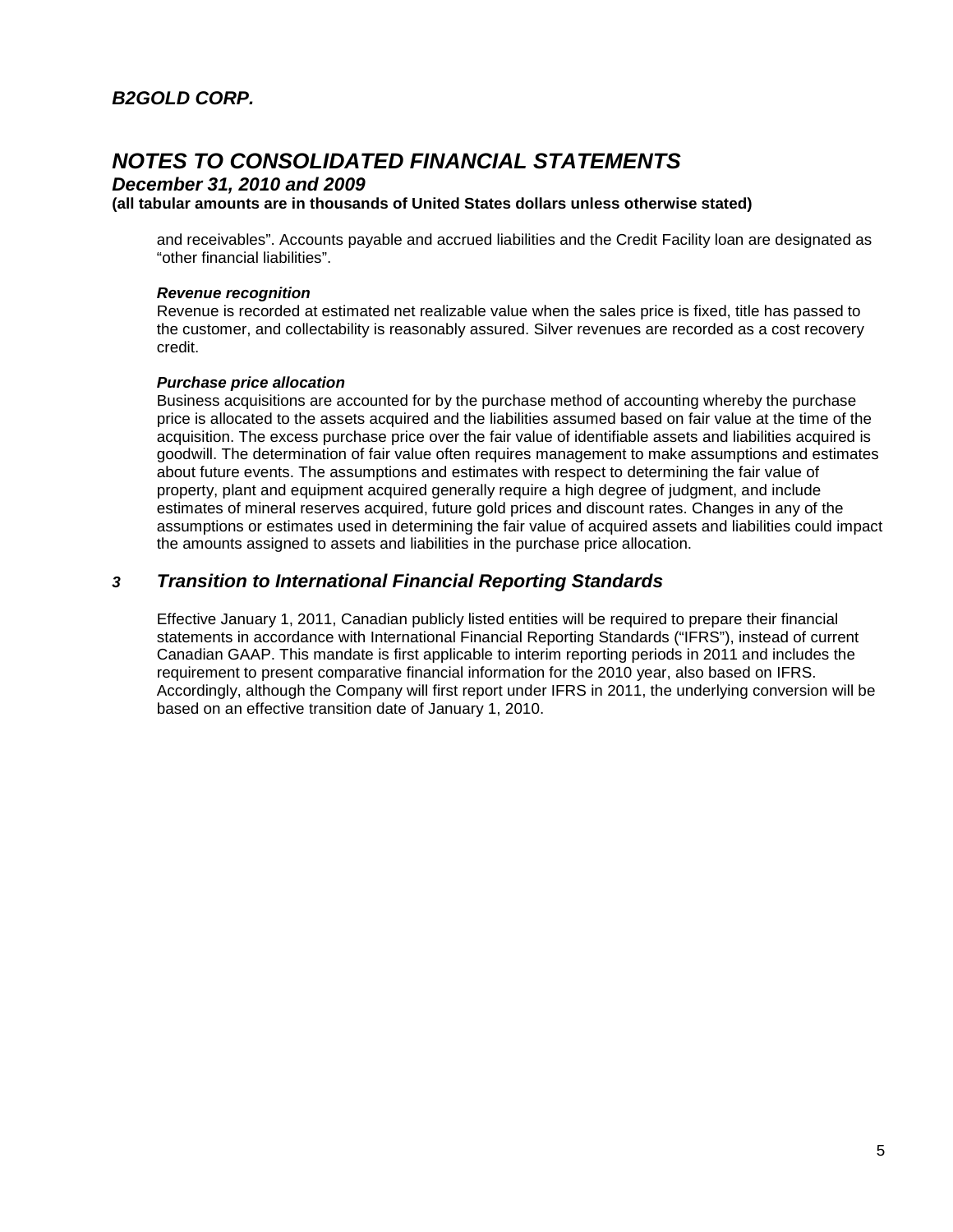and receivables". Accounts payable and accrued liabilities and the Credit Facility loan are designated as "other financial liabilities".

***Revenue recognition***

Revenue is recorded at estimated net realizable value when the sales price is fixed, title has passed to the customer, and collectability is reasonably assured. Silver revenues are recorded as a cost recovery credit.

***Purchase price allocation***

Business acquisitions are accounted for by the purchase method of accounting whereby the purchase price is allocated to the assets acquired and the liabilities assumed based on fair value at the time of the acquisition. The excess purchase price over the fair value of identifiable assets and liabilities acquired is goodwill. The determination of fair value often requires management to make assumptions and estimates about future events. The assumptions and estimates with respect to determining the fair value of property, plant and equipment acquired generally require a high degree of judgment, and include estimates of mineral reserves acquired, future gold prices and discount rates. Changes in any of the assumptions or estimates used in determining the fair value of acquired assets and liabilities could impact the amounts assigned to assets and liabilities in the purchase price allocation.

## *3 Transition to International Financial Reporting Standards*

Effective January 1, 2011, Canadian publicly listed entities will be required to prepare their financial statements in accordance with International Financial Reporting Standards ("IFRS"), instead of current Canadian GAAP. This mandate is first applicable to interim reporting periods in 2011 and includes the requirement to present comparative financial information for the 2010 year, also based on IFRS. Accordingly, although the Company will first report under IFRS in 2011, the underlying conversion will be based on an effective transition date of January 1, 2010.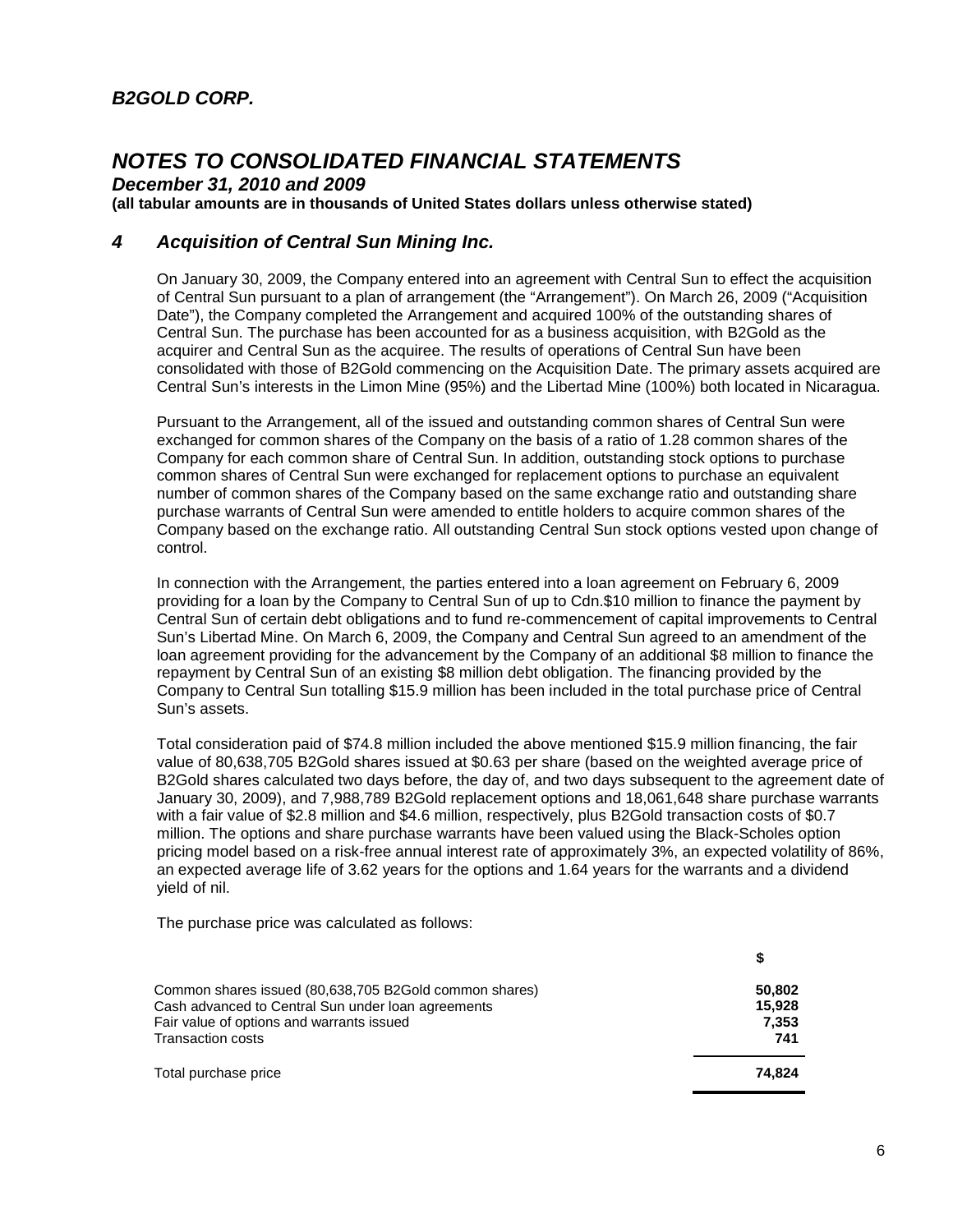## 4 Acquisition of Central Sun Mining Inc.

On January 30, 2009, the Company entered into an agreement with Central Sun to effect the acquisition of Central Sun pursuant to a plan of arrangement (the "Arrangement"). On March 26, 2009 ("Acquisition Date"), the Company completed the Arrangement and acquired 100% of the outstanding shares of Central Sun. The purchase has been accounted for as a business acquisition, with B2Gold as the acquirer and Central Sun as the acquiree. The results of operations of Central Sun have been consolidated with those of B2Gold commencing on the Acquisition Date. The primary assets acquired are Central Sun's interests in the Limon Mine (95%) and the Libertad Mine (100%) both located in Nicaragua.

Pursuant to the Arrangement, all of the issued and outstanding common shares of Central Sun were exchanged for common shares of the Company on the basis of a ratio of 1.28 common shares of the Company for each common share of Central Sun. In addition, outstanding stock options to purchase common shares of Central Sun were exchanged for replacement options to purchase an equivalent number of common shares of the Company based on the same exchange ratio and outstanding share purchase warrants of Central Sun were amended to entitle holders to acquire common shares of the Company based on the exchange ratio. All outstanding Central Sun stock options vested upon change of control.

In connection with the Arrangement, the parties entered into a loan agreement on February 6, 2009 providing for a loan by the Company to Central Sun of up to Cdn.$10 million to finance the payment by Central Sun of certain debt obligations and to fund re-commencement of capital improvements to Central Sun's Libertad Mine. On March 6, 2009, the Company and Central Sun agreed to an amendment of the loan agreement providing for the advancement by the Company of an additional $8 million to finance the repayment by Central Sun of an existing $8 million debt obligation. The financing provided by the Company to Central Sun totalling $15.9 million has been included in the total purchase price of Central Sun's assets.

Total consideration paid of $74.8 million included the above mentioned $15.9 million financing, the fair value of 80,638,705 B2Gold shares issued at $0.63 per share (based on the weighted average price of B2Gold shares calculated two days before, the day of, and two days subsequent to the agreement date of January 30, 2009), and 7,988,789 B2Gold replacement options and 18,061,648 share purchase warrants with a fair value of $2.8 million and $4.6 million, respectively, plus B2Gold transaction costs of $0.7 million. The options and share purchase warrants have been valued using the Black-Scholes option pricing model based on a risk-free annual interest rate of approximately 3%, an expected volatility of 86%, an expected average life of 3.62 years for the options and 1.64 years for the warrants and a dividend yield of nil.

The purchase price was calculated as follows:

| | $ |
|---|---|
| Common shares issued (80,638,705 B2Gold common shares) | **50,802** |
| Cash advanced to Central Sun under loan agreements | **15,928** |
| Fair value of options and warrants issued | **7,353** |
| Transaction costs | **741** |
| Total purchase price | **74,824** |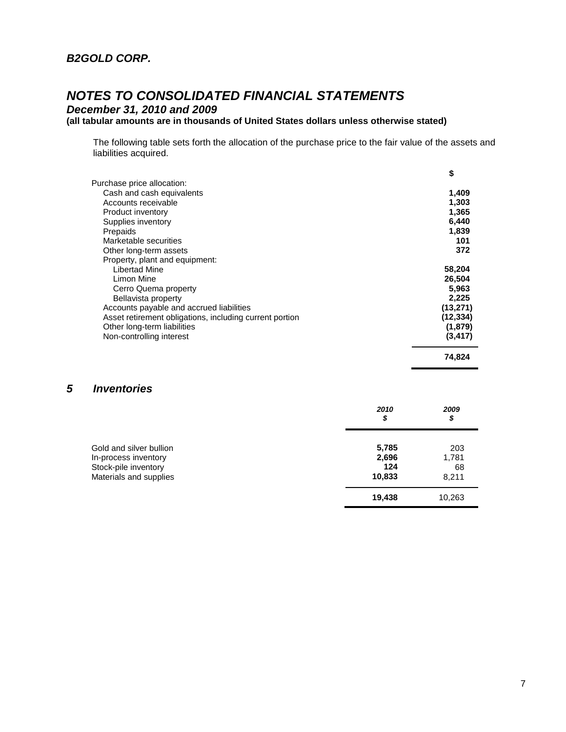The following table sets forth the allocation of the purchase price to the fair value of the assets and liabilities acquired.

| | $ |
|---|---|
| Purchase price allocation: | |
| Cash and cash equivalents | **1,409** |
| Accounts receivable | **1,303** |
| Product inventory | **1,365** |
| Supplies inventory | **6,440** |
| Prepaids | **1,839** |
| Marketable securities | **101** |
| Other long-term assets | **372** |
| Property, plant and equipment: | |
| Libertad Mine | **58,204** |
| Limon Mine | **26,504** |
| Cerro Quema property | **5,963** |
| Bellavista property | **2,225** |
| Accounts payable and accrued liabilities | **(13,271)** |
| Asset retirement obligations, including current portion | **(12,334)** |
| Other long-term liabilities | **(1,879)** |
| Non-controlling interest | **(3,417)** |
| | **74,824** |

## 5 Inventories

| | *2010* *$* | *2009* *$* |
|---|---|---|
| Gold and silver bullion | **5,785** | 203 |
| In-process inventory | **2,696** | 1,781 |
| Stock-pile inventory | **124** | 68 |
| Materials and supplies | **10,833** | 8,211 |
| | **19,438** | 10,263 |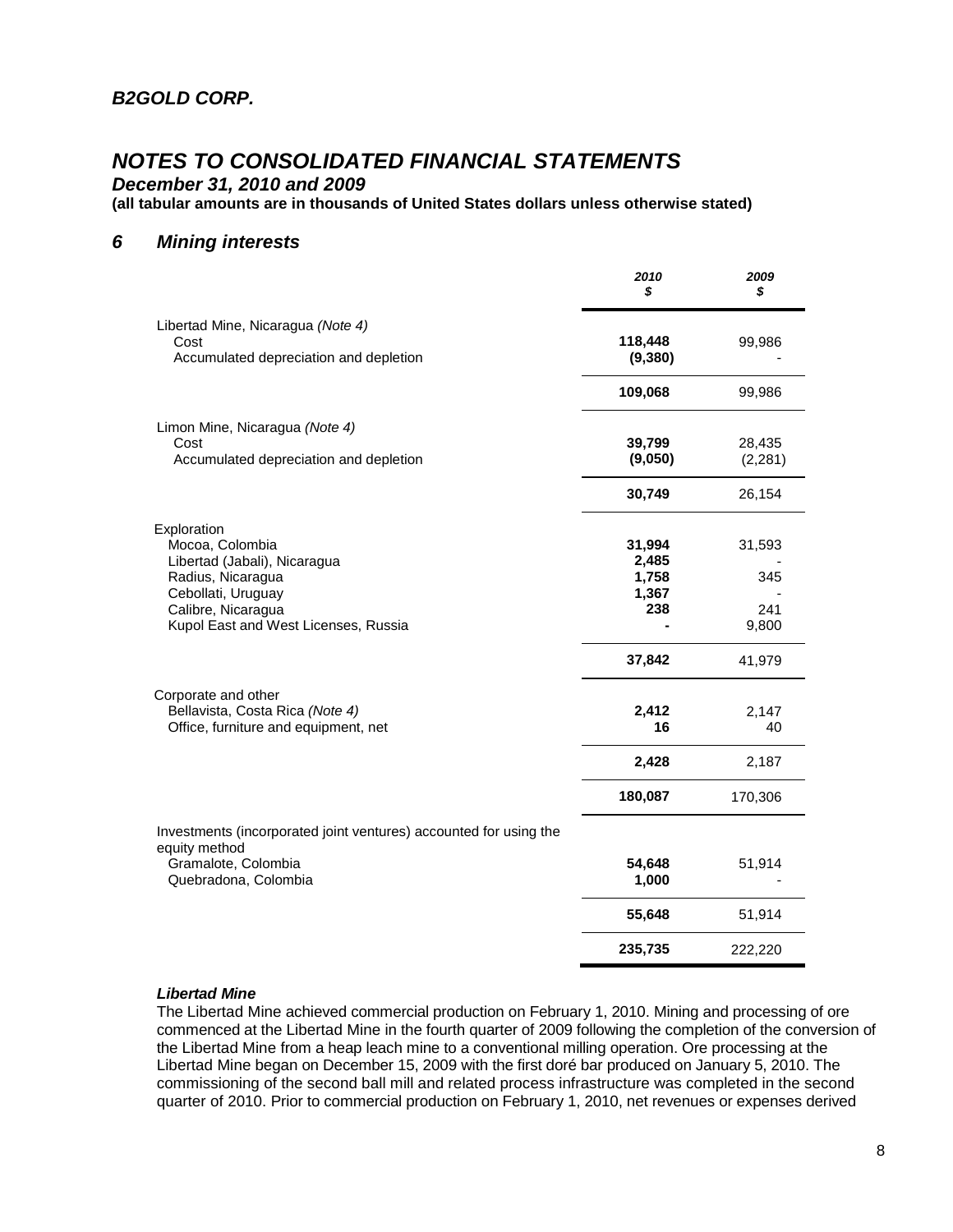*B2GOLD CORP.*

# *NOTES TO CONSOLIDATED FINANCIAL STATEMENTS*

***December 31, 2010 and 2009***

**(all tabular amounts are in thousands of United States dollars unless otherwise stated)**

## *6 Mining interests*

| | *2010* *$* | *2009* *$* |
|---|---|---|
| Libertad Mine, Nicaragua *(Note 4)* | | |
| Cost | **118,448** | 99,986 |
| Accumulated depreciation and depletion | **(9,380)** | - |
| | **109,068** | 99,986 |
| Limon Mine, Nicaragua *(Note 4)* | | |
| Cost | **39,799** | 28,435 |
| Accumulated depreciation and depletion | **(9,050)** | (2,281) |
| | **30,749** | 26,154 |
| Exploration | | |
| Mocoa, Colombia | **31,994** | 31,593 |
| Libertad (Jabali), Nicaragua | **2,485** | - |
| Radius, Nicaragua | **1,758** | 345 |
| Cebollati, Uruguay | **1,367** | - |
| Calibre, Nicaragua | **238** | 241 |
| Kupol East and West Licenses, Russia | **-** | 9,800 |
| | **37,842** | 41,979 |
| Corporate and other | | |
| Bellavista, Costa Rica *(Note 4)* | **2,412** | 2,147 |
| Office, furniture and equipment, net | **16** | 40 |
| | **2,428** | 2,187 |
| | **180,087** | 170,306 |
| Investments (incorporated joint ventures) accounted for using the equity method | | |
| Gramalote, Colombia | **54,648** | 51,914 |
| Quebradona, Colombia | **1,000** | - |
| | **55,648** | 51,914 |
| | **235,735** | 222,220 |

***Libertad Mine***

The Libertad Mine achieved commercial production on February 1, 2010. Mining and processing of ore commenced at the Libertad Mine in the fourth quarter of 2009 following the completion of the conversion of the Libertad Mine from a heap leach mine to a conventional milling operation. Ore processing at the Libertad Mine began on December 15, 2009 with the first doré bar produced on January 5, 2010. The commissioning of the second ball mill and related process infrastructure was completed in the second quarter of 2010. Prior to commercial production on February 1, 2010, net revenues or expenses derived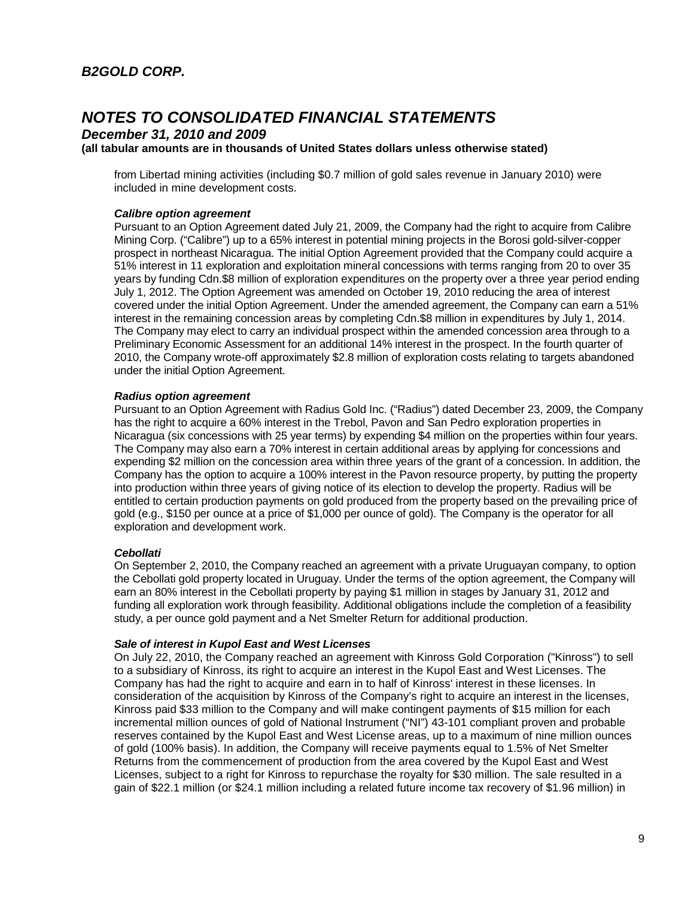from Libertad mining activities (including $0.7 million of gold sales revenue in January 2010) were included in mine development costs.

***Calibre option agreement***

Pursuant to an Option Agreement dated July 21, 2009, the Company had the right to acquire from Calibre Mining Corp. ("Calibre") up to a 65% interest in potential mining projects in the Borosi gold-silver-copper prospect in northeast Nicaragua. The initial Option Agreement provided that the Company could acquire a 51% interest in 11 exploration and exploitation mineral concessions with terms ranging from 20 to over 35 years by funding Cdn.$8 million of exploration expenditures on the property over a three year period ending July 1, 2012. The Option Agreement was amended on October 19, 2010 reducing the area of interest covered under the initial Option Agreement. Under the amended agreement, the Company can earn a 51% interest in the remaining concession areas by completing Cdn.$8 million in expenditures by July 1, 2014. The Company may elect to carry an individual prospect within the amended concession area through to a Preliminary Economic Assessment for an additional 14% interest in the prospect. In the fourth quarter of 2010, the Company wrote-off approximately $2.8 million of exploration costs relating to targets abandoned under the initial Option Agreement.

***Radius option agreement***

Pursuant to an Option Agreement with Radius Gold Inc. ("Radius") dated December 23, 2009, the Company has the right to acquire a 60% interest in the Trebol, Pavon and San Pedro exploration properties in Nicaragua (six concessions with 25 year terms) by expending $4 million on the properties within four years. The Company may also earn a 70% interest in certain additional areas by applying for concessions and expending $2 million on the concession area within three years of the grant of a concession. In addition, the Company has the option to acquire a 100% interest in the Pavon resource property, by putting the property into production within three years of giving notice of its election to develop the property. Radius will be entitled to certain production payments on gold produced from the property based on the prevailing price of gold (e.g., $150 per ounce at a price of $1,000 per ounce of gold). The Company is the operator for all exploration and development work.

***Cebollati***

On September 2, 2010, the Company reached an agreement with a private Uruguayan company, to option the Cebollati gold property located in Uruguay. Under the terms of the option agreement, the Company will earn an 80% interest in the Cebollati property by paying $1 million in stages by January 31, 2012 and funding all exploration work through feasibility. Additional obligations include the completion of a feasibility study, a per ounce gold payment and a Net Smelter Return for additional production.

***Sale of interest in Kupol East and West Licenses***

On July 22, 2010, the Company reached an agreement with Kinross Gold Corporation ("Kinross") to sell to a subsidiary of Kinross, its right to acquire an interest in the Kupol East and West Licenses. The Company has had the right to acquire and earn in to half of Kinross' interest in these licenses. In consideration of the acquisition by Kinross of the Company's right to acquire an interest in the licenses, Kinross paid $33 million to the Company and will make contingent payments of $15 million for each incremental million ounces of gold of National Instrument ("NI") 43-101 compliant proven and probable reserves contained by the Kupol East and West License areas, up to a maximum of nine million ounces of gold (100% basis). In addition, the Company will receive payments equal to 1.5% of Net Smelter Returns from the commencement of production from the area covered by the Kupol East and West Licenses, subject to a right for Kinross to repurchase the royalty for $30 million. The sale resulted in a gain of $22.1 million (or $24.1 million including a related future income tax recovery of $1.96 million) in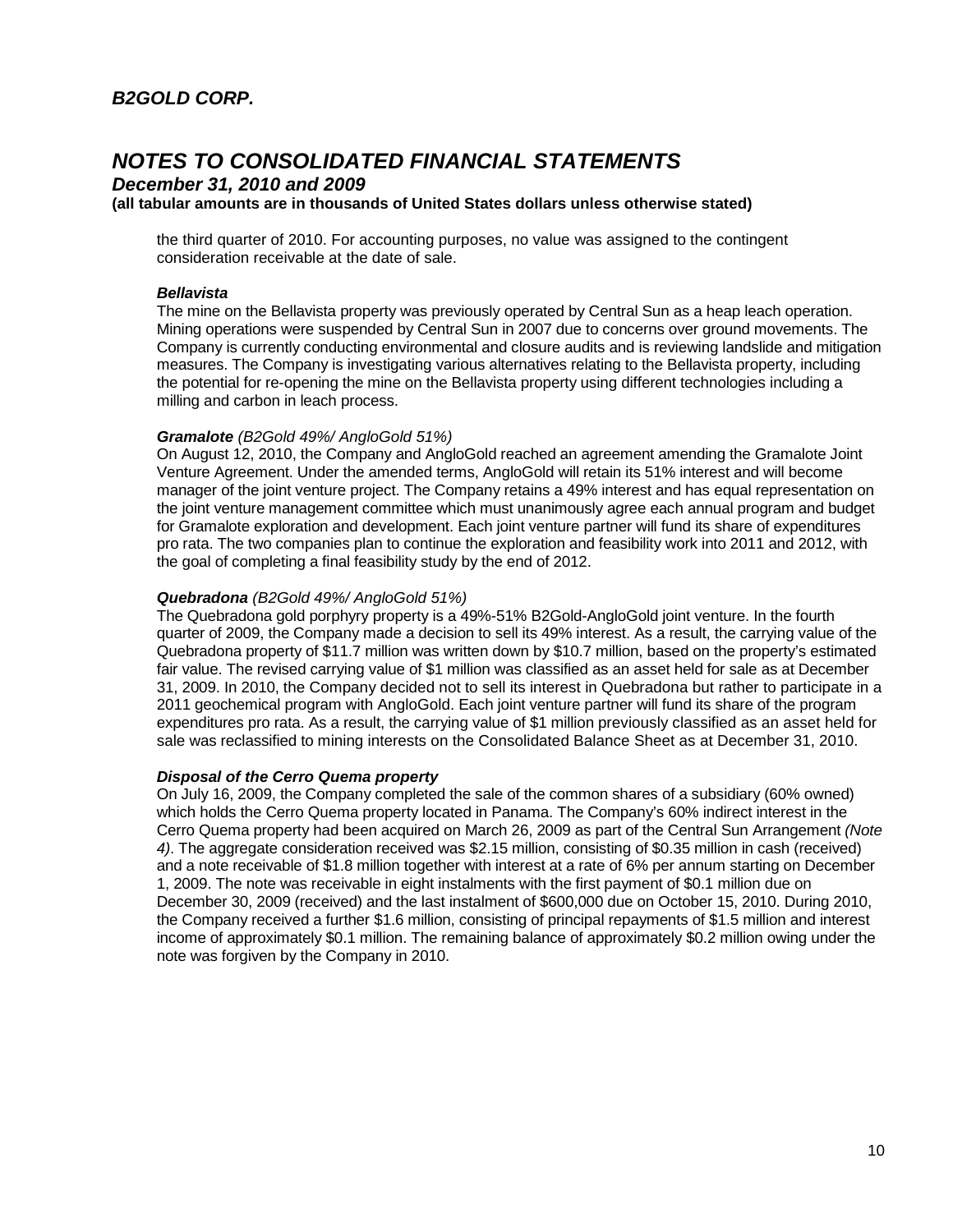the third quarter of 2010. For accounting purposes, no value was assigned to the contingent consideration receivable at the date of sale.

***Bellavista***

The mine on the Bellavista property was previously operated by Central Sun as a heap leach operation. Mining operations were suspended by Central Sun in 2007 due to concerns over ground movements. The Company is currently conducting environmental and closure audits and is reviewing landslide and mitigation measures. The Company is investigating various alternatives relating to the Bellavista property, including the potential for re-opening the mine on the Bellavista property using different technologies including a milling and carbon in leach process.

***Gramalote*** *(B2Gold 49%/ AngloGold 51%)*

On August 12, 2010, the Company and AngloGold reached an agreement amending the Gramalote Joint Venture Agreement. Under the amended terms, AngloGold will retain its 51% interest and will become manager of the joint venture project. The Company retains a 49% interest and has equal representation on the joint venture management committee which must unanimously agree each annual program and budget for Gramalote exploration and development. Each joint venture partner will fund its share of expenditures pro rata. The two companies plan to continue the exploration and feasibility work into 2011 and 2012, with the goal of completing a final feasibility study by the end of 2012.

***Quebradona*** *(B2Gold 49%/ AngloGold 51%)*

The Quebradona gold porphyry property is a 49%-51% B2Gold-AngloGold joint venture. In the fourth quarter of 2009, the Company made a decision to sell its 49% interest. As a result, the carrying value of the Quebradona property of \$11.7 million was written down by \$10.7 million, based on the property's estimated fair value. The revised carrying value of \$1 million was classified as an asset held for sale as at December 31, 2009. In 2010, the Company decided not to sell its interest in Quebradona but rather to participate in a 2011 geochemical program with AngloGold. Each joint venture partner will fund its share of the program expenditures pro rata. As a result, the carrying value of \$1 million previously classified as an asset held for sale was reclassified to mining interests on the Consolidated Balance Sheet as at December 31, 2010.

***Disposal of the Cerro Quema property***

On July 16, 2009, the Company completed the sale of the common shares of a subsidiary (60% owned) which holds the Cerro Quema property located in Panama. The Company's 60% indirect interest in the Cerro Quema property had been acquired on March 26, 2009 as part of the Central Sun Arrangement *(Note 4)*. The aggregate consideration received was \$2.15 million, consisting of \$0.35 million in cash (received) and a note receivable of \$1.8 million together with interest at a rate of 6% per annum starting on December 1, 2009. The note was receivable in eight instalments with the first payment of \$0.1 million due on December 30, 2009 (received) and the last instalment of \$600,000 due on October 15, 2010. During 2010, the Company received a further \$1.6 million, consisting of principal repayments of \$1.5 million and interest income of approximately \$0.1 million. The remaining balance of approximately \$0.2 million owing under the note was forgiven by the Company in 2010.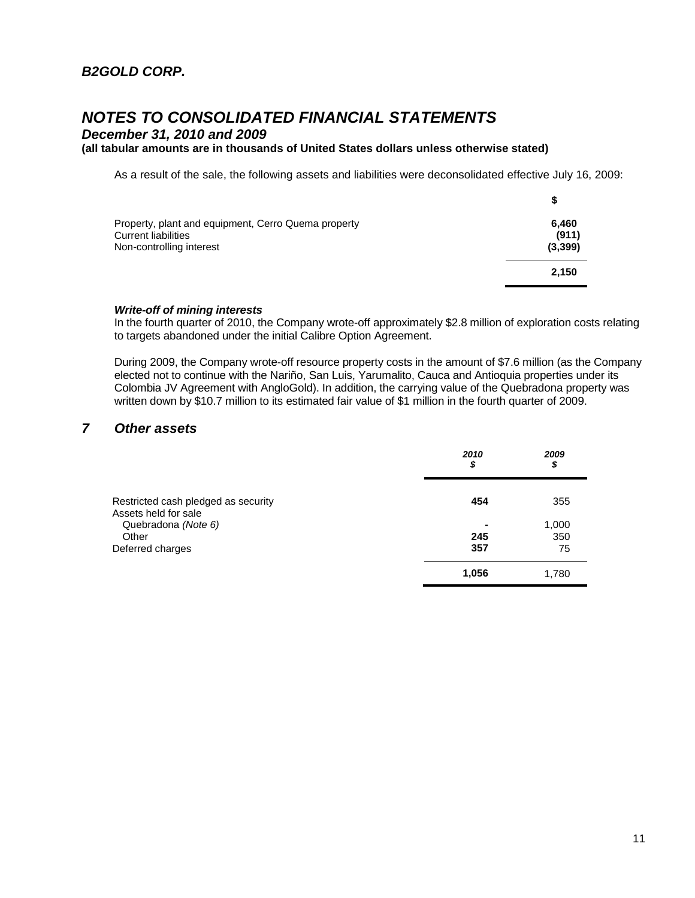As a result of the sale, the following assets and liabilities were deconsolidated effective July 16, 2009:

| | $ |
|---|---|
| Property, plant and equipment, Cerro Quema property | **6,460** |
| Current liabilities | **(911)** |
| Non-controlling interest | **(3,399)** |
| | **2,150** |

***Write-off of mining interests***

In the fourth quarter of 2010, the Company wrote-off approximately $2.8 million of exploration costs relating to targets abandoned under the initial Calibre Option Agreement.

During 2009, the Company wrote-off resource property costs in the amount of $7.6 million (as the Company elected not to continue with the Nariño, San Luis, Yarumalito, Cauca and Antioquia properties under its Colombia JV Agreement with AngloGold). In addition, the carrying value of the Quebradona property was written down by $10.7 million to its estimated fair value of $1 million in the fourth quarter of 2009.

## 7 Other assets

| | *2010* *$* | *2009* *$* |
|---|---|---|
| Restricted cash pledged as security | **454** | 355 |
| Assets held for sale | | |
| Quebradona *(Note 6)* | **-** | 1,000 |
| Other | **245** | 350 |
| Deferred charges | **357** | 75 |
| | **1,056** | 1,780 |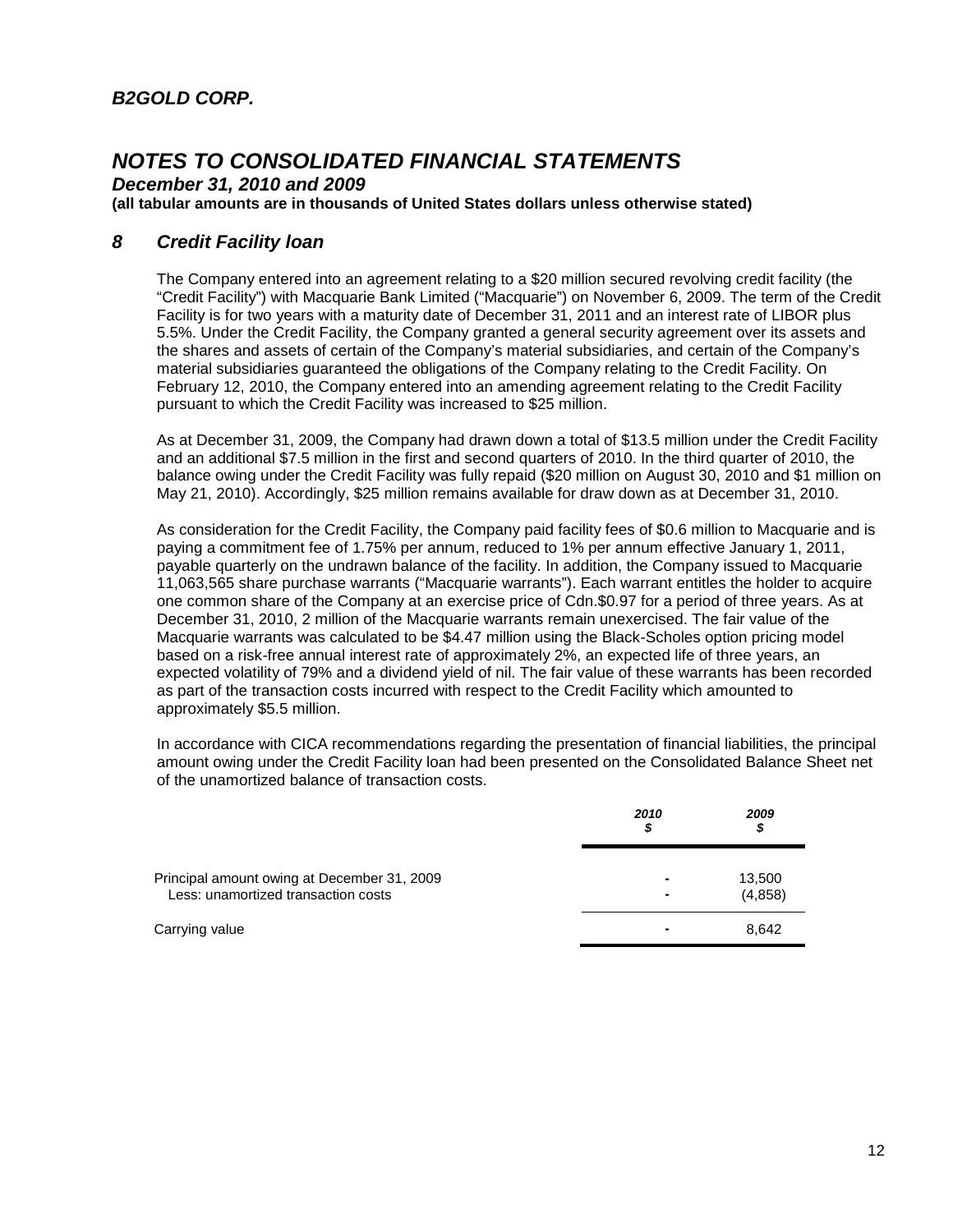## B2GOLD CORP.

# NOTES TO CONSOLIDATED FINANCIAL STATEMENTS

***December 31, 2010 and 2009***

**(all tabular amounts are in thousands of United States dollars unless otherwise stated)**

## 8 Credit Facility loan

The Company entered into an agreement relating to a $20 million secured revolving credit facility (the "Credit Facility") with Macquarie Bank Limited ("Macquarie") on November 6, 2009. The term of the Credit Facility is for two years with a maturity date of December 31, 2011 and an interest rate of LIBOR plus 5.5%. Under the Credit Facility, the Company granted a general security agreement over its assets and the shares and assets of certain of the Company's material subsidiaries, and certain of the Company's material subsidiaries guaranteed the obligations of the Company relating to the Credit Facility. On February 12, 2010, the Company entered into an amending agreement relating to the Credit Facility pursuant to which the Credit Facility was increased to $25 million.

As at December 31, 2009, the Company had drawn down a total of $13.5 million under the Credit Facility and an additional $7.5 million in the first and second quarters of 2010. In the third quarter of 2010, the balance owing under the Credit Facility was fully repaid ($20 million on August 30, 2010 and $1 million on May 21, 2010). Accordingly, $25 million remains available for draw down as at December 31, 2010.

As consideration for the Credit Facility, the Company paid facility fees of $0.6 million to Macquarie and is paying a commitment fee of 1.75% per annum, reduced to 1% per annum effective January 1, 2011, payable quarterly on the undrawn balance of the facility. In addition, the Company issued to Macquarie 11,063,565 share purchase warrants ("Macquarie warrants"). Each warrant entitles the holder to acquire one common share of the Company at an exercise price of Cdn.$0.97 for a period of three years. As at December 31, 2010, 2 million of the Macquarie warrants remain unexercised. The fair value of the Macquarie warrants was calculated to be $4.47 million using the Black-Scholes option pricing model based on a risk-free annual interest rate of approximately 2%, an expected life of three years, an expected volatility of 79% and a dividend yield of nil. The fair value of these warrants has been recorded as part of the transaction costs incurred with respect to the Credit Facility which amounted to approximately $5.5 million.

In accordance with CICA recommendations regarding the presentation of financial liabilities, the principal amount owing under the Credit Facility loan had been presented on the Consolidated Balance Sheet net of the unamortized balance of transaction costs.

| | *2010* *$* | *2009* *$* |
|---|---|---|
| Principal amount owing at December 31, 2009 | - | 13,500 |
| Less: unamortized transaction costs | - | (4,858) |
| Carrying value | - | 8,642 |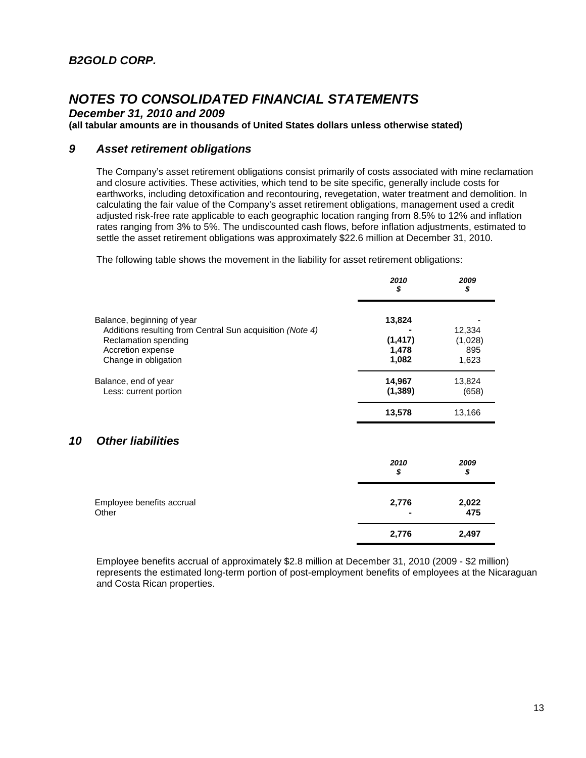## B2GOLD CORP.

# NOTES TO CONSOLIDATED FINANCIAL STATEMENTS

### December 31, 2010 and 2009

**(all tabular amounts are in thousands of United States dollars unless otherwise stated)**

## 9 Asset retirement obligations

The Company's asset retirement obligations consist primarily of costs associated with mine reclamation and closure activities. These activities, which tend to be site specific, generally include costs for earthworks, including detoxification and recontouring, revegetation, water treatment and demolition. In calculating the fair value of the Company's asset retirement obligations, management used a credit adjusted risk-free rate applicable to each geographic location ranging from 8.5% to 12% and inflation rates ranging from 3% to 5%. The undiscounted cash flows, before inflation adjustments, estimated to settle the asset retirement obligations was approximately $22.6 million at December 31, 2010.

The following table shows the movement in the liability for asset retirement obligations:

| | *2010* *$* | *2009* *$* |
|---|---|---|
| Balance, beginning of year | **13,824** | - |
| Additions resulting from Central Sun acquisition *(Note 4)* | **-** | 12,334 |
| Reclamation spending | **(1,417)** | (1,028) |
| Accretion expense | **1,478** | 895 |
| Change in obligation | **1,082** | 1,623 |
| Balance, end of year | **14,967** | 13,824 |
| Less: current portion | **(1,389)** | (658) |
| | **13,578** | 13,166 |

## 10 Other liabilities

| | *2010* *$* | *2009* *$* |
|---|---|---|
| Employee benefits accrual | **2,776** | **2,022** |
| Other | **-** | **475** |
| | **2,776** | **2,497** |

Employee benefits accrual of approximately $2.8 million at December 31, 2010 (2009 - $2 million) represents the estimated long-term portion of post-employment benefits of employees at the Nicaraguan and Costa Rican properties.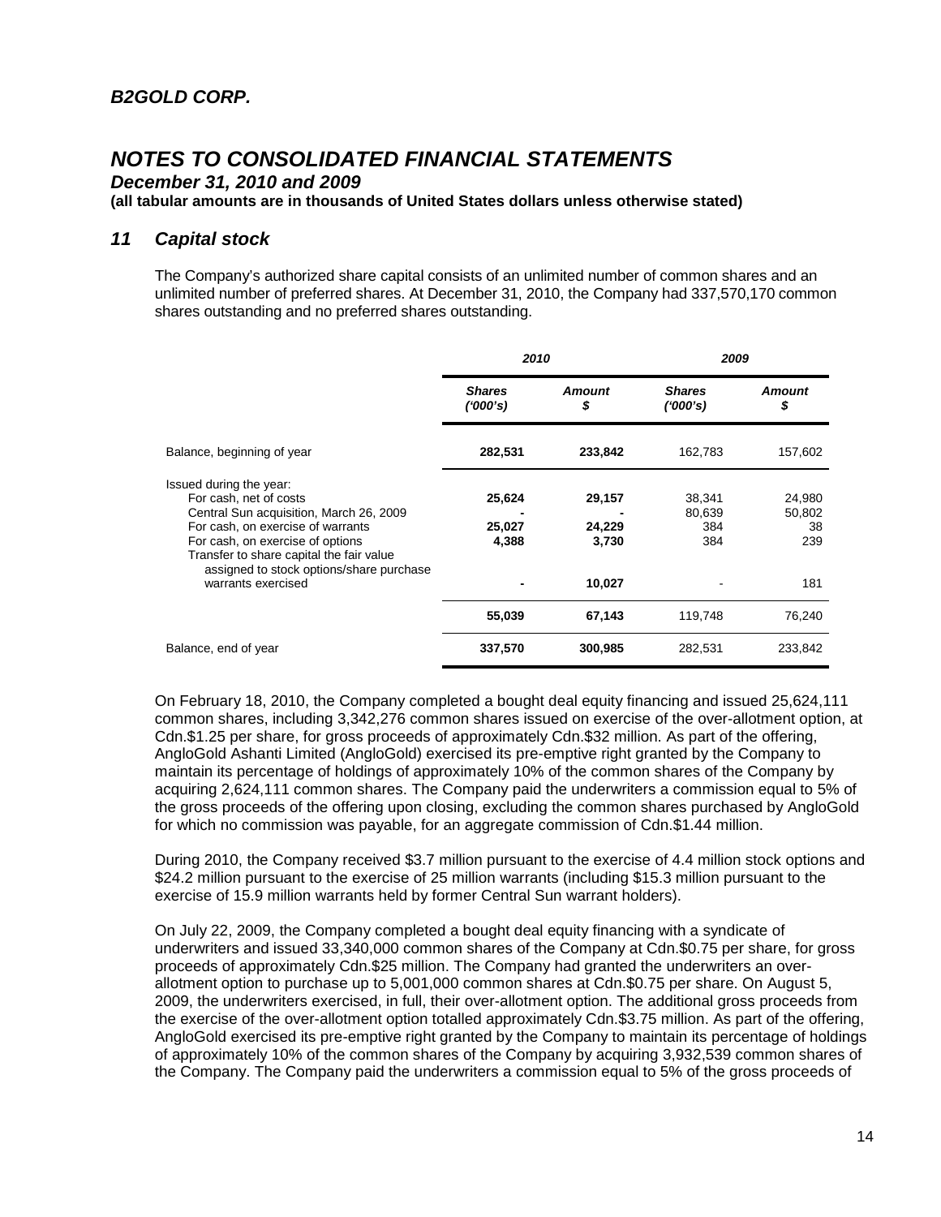## 11 Capital stock

The Company's authorized share capital consists of an unlimited number of common shares and an unlimited number of preferred shares. At December 31, 2010, the Company had 337,570,170 common shares outstanding and no preferred shares outstanding.

| | 2010 | | 2009 | |
|---|---|---|---|---|
| | **Shares ('000's)** | **Amount $** | **Shares ('000's)** | **Amount $** |
| Balance, beginning of year | **282,531** | **233,842** | 162,783 | 157,602 |
| Issued during the year: | | | | |
| For cash, net of costs | **25,624** | **29,157** | 38,341 | 24,980 |
| Central Sun acquisition, March 26, 2009 | **-** | **-** | 80,639 | 50,802 |
| For cash, on exercise of warrants | **25,027** | **24,229** | 384 | 38 |
| For cash, on exercise of options | **4,388** | **3,730** | 384 | 239 |
| Transfer to share capital the fair value assigned to stock options/share purchase warrants exercised | **-** | **10,027** | - | 181 |
| | **55,039** | **67,143** | 119,748 | 76,240 |
| Balance, end of year | **337,570** | **300,985** | 282,531 | 233,842 |

On February 18, 2010, the Company completed a bought deal equity financing and issued 25,624,111 common shares, including 3,342,276 common shares issued on exercise of the over-allotment option, at Cdn.$1.25 per share, for gross proceeds of approximately Cdn.$32 million. As part of the offering, AngloGold Ashanti Limited (AngloGold) exercised its pre-emptive right granted by the Company to maintain its percentage of holdings of approximately 10% of the common shares of the Company by acquiring 2,624,111 common shares. The Company paid the underwriters a commission equal to 5% of the gross proceeds of the offering upon closing, excluding the common shares purchased by AngloGold for which no commission was payable, for an aggregate commission of Cdn.$1.44 million.

During 2010, the Company received $3.7 million pursuant to the exercise of 4.4 million stock options and $24.2 million pursuant to the exercise of 25 million warrants (including $15.3 million pursuant to the exercise of 15.9 million warrants held by former Central Sun warrant holders).

On July 22, 2009, the Company completed a bought deal equity financing with a syndicate of underwriters and issued 33,340,000 common shares of the Company at Cdn.$0.75 per share, for gross proceeds of approximately Cdn.$25 million. The Company had granted the underwriters an over-allotment option to purchase up to 5,001,000 common shares at Cdn.$0.75 per share. On August 5, 2009, the underwriters exercised, in full, their over-allotment option. The additional gross proceeds from the exercise of the over-allotment option totalled approximately Cdn.$3.75 million. As part of the offering, AngloGold exercised its pre-emptive right granted by the Company to maintain its percentage of holdings of approximately 10% of the common shares of the Company by acquiring 3,932,539 common shares of the Company. The Company paid the underwriters a commission equal to 5% of the gross proceeds of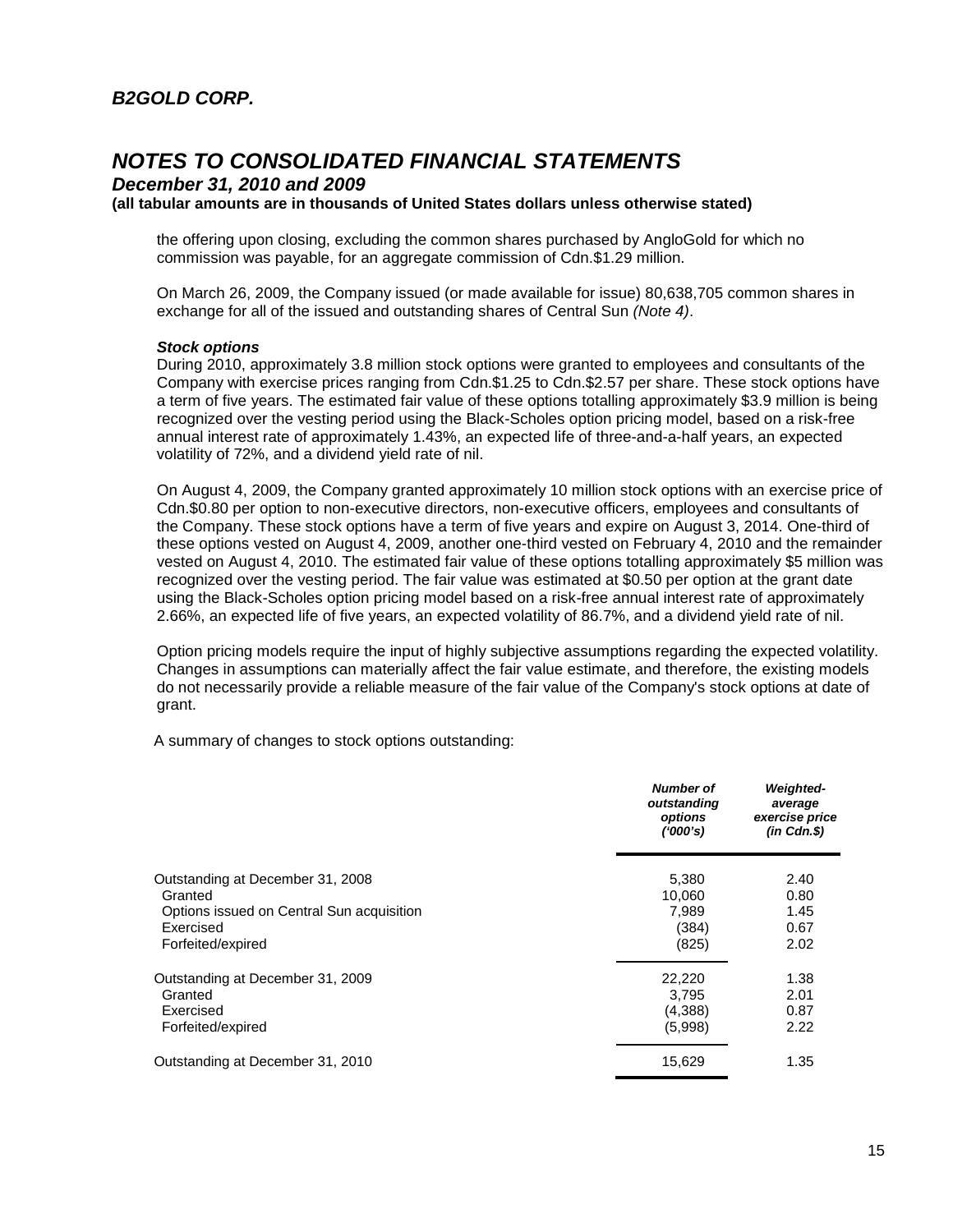the offering upon closing, excluding the common shares purchased by AngloGold for which no commission was payable, for an aggregate commission of Cdn.$1.29 million.

On March 26, 2009, the Company issued (or made available for issue) 80,638,705 common shares in exchange for all of the issued and outstanding shares of Central Sun *(Note 4)*.

***Stock options***

During 2010, approximately 3.8 million stock options were granted to employees and consultants of the Company with exercise prices ranging from Cdn.$1.25 to Cdn.$2.57 per share. These stock options have a term of five years. The estimated fair value of these options totalling approximately $3.9 million is being recognized over the vesting period using the Black-Scholes option pricing model, based on a risk-free annual interest rate of approximately 1.43%, an expected life of three-and-a-half years, an expected volatility of 72%, and a dividend yield rate of nil.

On August 4, 2009, the Company granted approximately 10 million stock options with an exercise price of Cdn.$0.80 per option to non-executive directors, non-executive officers, employees and consultants of the Company. These stock options have a term of five years and expire on August 3, 2014. One-third of these options vested on August 4, 2009, another one-third vested on February 4, 2010 and the remainder vested on August 4, 2010. The estimated fair value of these options totalling approximately $5 million was recognized over the vesting period. The fair value was estimated at $0.50 per option at the grant date using the Black-Scholes option pricing model based on a risk-free annual interest rate of approximately 2.66%, an expected life of five years, an expected volatility of 86.7%, and a dividend yield rate of nil.

Option pricing models require the input of highly subjective assumptions regarding the expected volatility. Changes in assumptions can materially affect the fair value estimate, and therefore, the existing models do not necessarily provide a reliable measure of the fair value of the Company's stock options at date of grant.

A summary of changes to stock options outstanding:

| | *Number of outstanding options ('000's)* | *Weighted-average exercise price (in Cdn.$)* |
|---|---|---|
| Outstanding at December 31, 2008 | 5,380 | 2.40 |
| Granted | 10,060 | 0.80 |
| Options issued on Central Sun acquisition | 7,989 | 1.45 |
| Exercised | (384) | 0.67 |
| Forfeited/expired | (825) | 2.02 |
| Outstanding at December 31, 2009 | 22,220 | 1.38 |
| Granted | 3,795 | 2.01 |
| Exercised | (4,388) | 0.87 |
| Forfeited/expired | (5,998) | 2.22 |
| Outstanding at December 31, 2010 | 15,629 | 1.35 |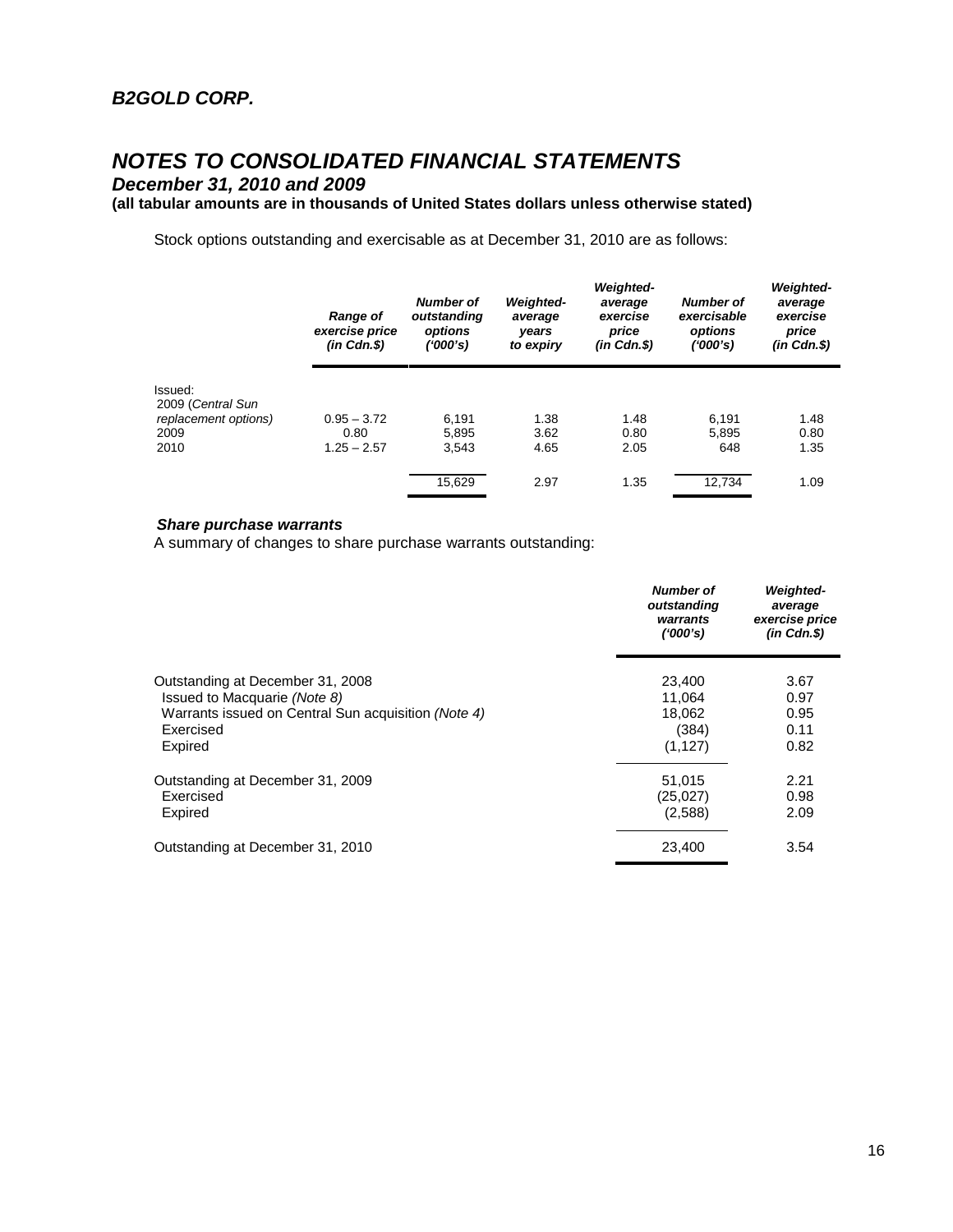## *B2GOLD CORP.*

# *NOTES TO CONSOLIDATED FINANCIAL STATEMENTS*

### *December 31, 2010 and 2009*

**(all tabular amounts are in thousands of United States dollars unless otherwise stated)**

Stock options outstanding and exercisable as at December 31, 2010 are as follows:

| | *Range of exercise price (in Cdn.$)* | *Number of outstanding options ('000's)* | *Weighted-average years to expiry* | *Weighted-average exercise price (in Cdn.$)* | *Number of exercisable options ('000's)* | *Weighted-average exercise price (in Cdn.$)* |
|---|---|---|---|---|---|---|
| Issued: | | | | | | |
| 2009 (*Central Sun replacement options)* | 0.95 – 3.72 | 6,191 | 1.38 | 1.48 | 6,191 | 1.48 |
| 2009 | 0.80 | 5,895 | 3.62 | 0.80 | 5,895 | 0.80 |
| 2010 | 1.25 – 2.57 | 3,543 | 4.65 | 2.05 | 648 | 1.35 |
| | | 15,629 | 2.97 | 1.35 | 12,734 | 1.09 |

***Share purchase warrants***

A summary of changes to share purchase warrants outstanding:

| | *Number of outstanding warrants ('000's)* | *Weighted-average exercise price (in Cdn.$)* |
|---|---|---|
| Outstanding at December 31, 2008 | 23,400 | 3.67 |
| Issued to Macquarie *(Note 8)* | 11,064 | 0.97 |
| Warrants issued on Central Sun acquisition *(Note 4)* | 18,062 | 0.95 |
| Exercised | (384) | 0.11 |
| Expired | (1,127) | 0.82 |
| Outstanding at December 31, 2009 | 51,015 | 2.21 |
| Exercised | (25,027) | 0.98 |
| Expired | (2,588) | 2.09 |
| Outstanding at December 31, 2010 | 23,400 | 3.54 |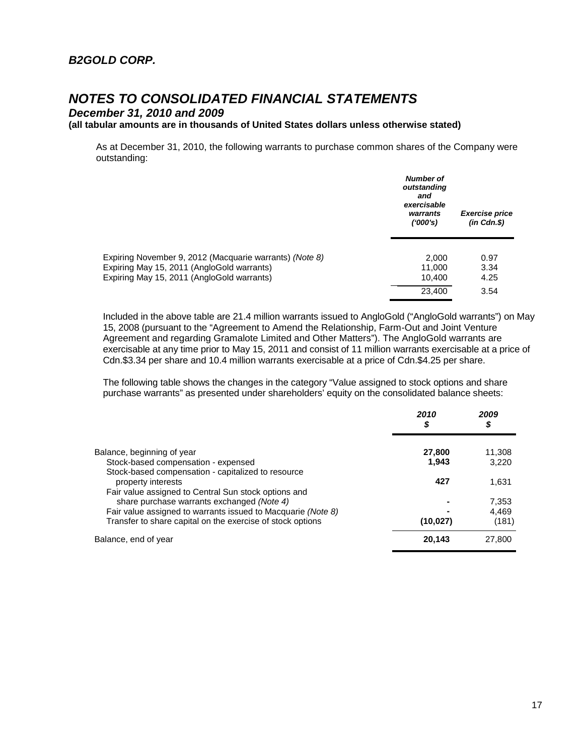***B2GOLD CORP.***

## *NOTES TO CONSOLIDATED FINANCIAL STATEMENTS*

***December 31, 2010 and 2009***

**(all tabular amounts are in thousands of United States dollars unless otherwise stated)**

As at December 31, 2010, the following warrants to purchase common shares of the Company were outstanding:

| | ***Number of outstanding and exercisable warrants ('000's)*** | ***Exercise price (in Cdn.$)*** |
|---|---|---|
| Expiring November 9, 2012 (Macquarie warrants) *(Note 8)* | 2,000 | 0.97 |
| Expiring May 15, 2011 (AngloGold warrants) | 11,000 | 3.34 |
| Expiring May 15, 2011 (AngloGold warrants) | 10,400 | 4.25 |
| | 23,400 | 3.54 |

Included in the above table are 21.4 million warrants issued to AngloGold ("AngloGold warrants") on May 15, 2008 (pursuant to the "Agreement to Amend the Relationship, Farm-Out and Joint Venture Agreement and regarding Gramalote Limited and Other Matters"). The AngloGold warrants are exercisable at any time prior to May 15, 2011 and consist of 11 million warrants exercisable at a price of Cdn.$3.34 per share and 10.4 million warrants exercisable at a price of Cdn.$4.25 per share.

The following table shows the changes in the category "Value assigned to stock options and share purchase warrants" as presented under shareholders' equity on the consolidated balance sheets:

| | ***2010 $*** | ***2009 $*** |
|---|---|---|
| Balance, beginning of year | **27,800** | 11,308 |
| Stock-based compensation - expensed | **1,943** | 3,220 |
| Stock-based compensation - capitalized to resource property interests | **427** | 1,631 |
| Fair value assigned to Central Sun stock options and share purchase warrants exchanged *(Note 4)* | **-** | 7,353 |
| Fair value assigned to warrants issued to Macquarie *(Note 8)* | **-** | 4,469 |
| Transfer to share capital on the exercise of stock options | **(10,027)** | (181) |
| Balance, end of year | **20,143** | 27,800 |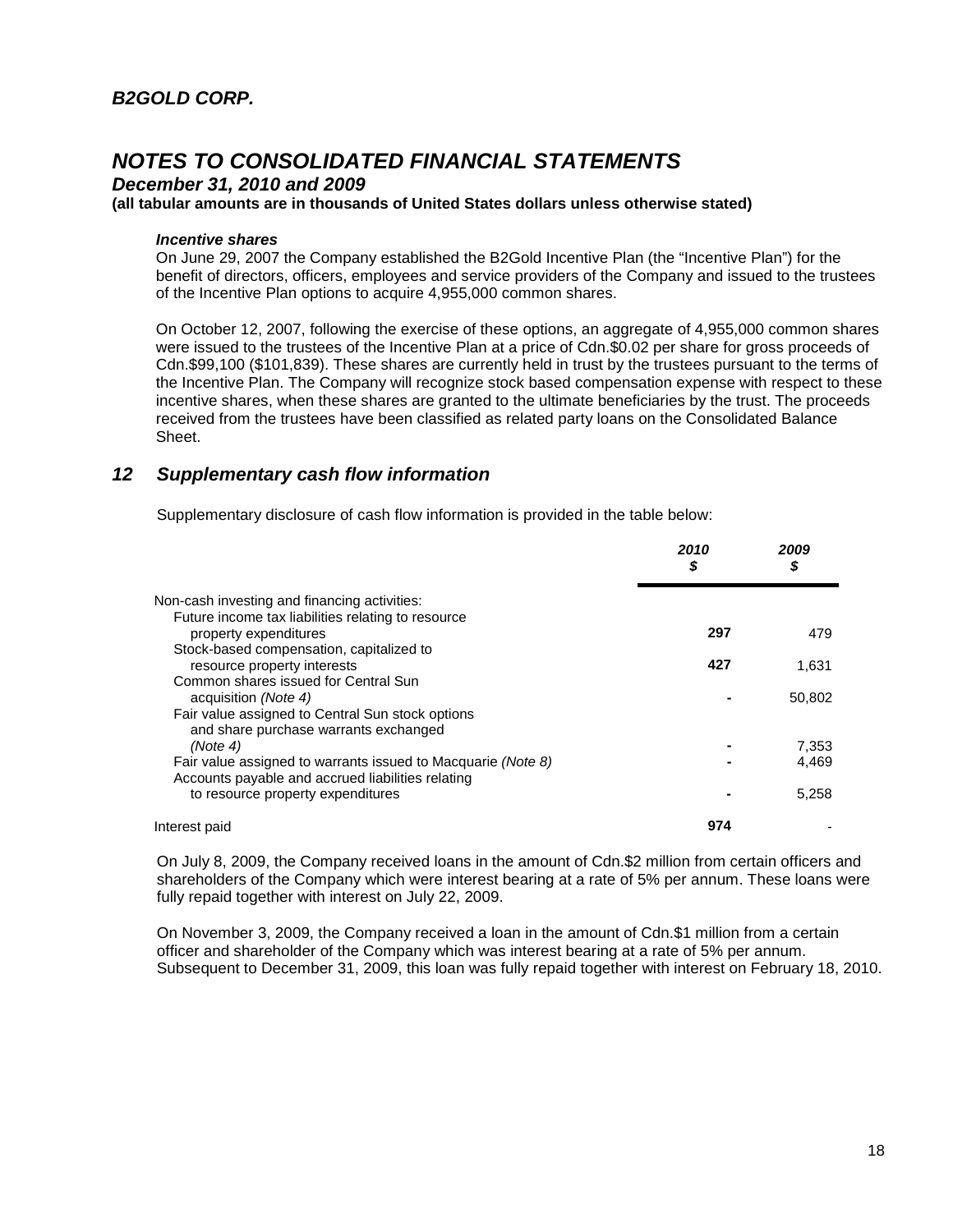## B2GOLD CORP.

# NOTES TO CONSOLIDATED FINANCIAL STATEMENTS

### December 31, 2010 and 2009

**(all tabular amounts are in thousands of United States dollars unless otherwise stated)**

***Incentive shares***

On June 29, 2007 the Company established the B2Gold Incentive Plan (the "Incentive Plan") for the benefit of directors, officers, employees and service providers of the Company and issued to the trustees of the Incentive Plan options to acquire 4,955,000 common shares.

On October 12, 2007, following the exercise of these options, an aggregate of 4,955,000 common shares were issued to the trustees of the Incentive Plan at a price of Cdn.$0.02 per share for gross proceeds of Cdn.$99,100 ($101,839). These shares are currently held in trust by the trustees pursuant to the terms of the Incentive Plan. The Company will recognize stock based compensation expense with respect to these incentive shares, when these shares are granted to the ultimate beneficiaries by the trust. The proceeds received from the trustees have been classified as related party loans on the Consolidated Balance Sheet.

## 12 Supplementary cash flow information

Supplementary disclosure of cash flow information is provided in the table below:

| | *2010* *$* | *2009* *$* |
|---|---|---|
| Non-cash investing and financing activities: | | |
| Future income tax liabilities relating to resource property expenditures | **297** | 479 |
| Stock-based compensation, capitalized to resource property interests | **427** | 1,631 |
| Common shares issued for Central Sun acquisition *(Note 4)* | **-** | 50,802 |
| Fair value assigned to Central Sun stock options and share purchase warrants exchanged *(Note 4)* | **-** | 7,353 |
| Fair value assigned to warrants issued to Macquarie *(Note 8)* | **-** | 4,469 |
| Accounts payable and accrued liabilities relating to resource property expenditures | **-** | 5,258 |
| Interest paid | **974** | - |

On July 8, 2009, the Company received loans in the amount of Cdn.$2 million from certain officers and shareholders of the Company which were interest bearing at a rate of 5% per annum. These loans were fully repaid together with interest on July 22, 2009.

On November 3, 2009, the Company received a loan in the amount of Cdn.$1 million from a certain officer and shareholder of the Company which was interest bearing at a rate of 5% per annum. Subsequent to December 31, 2009, this loan was fully repaid together with interest on February 18, 2010.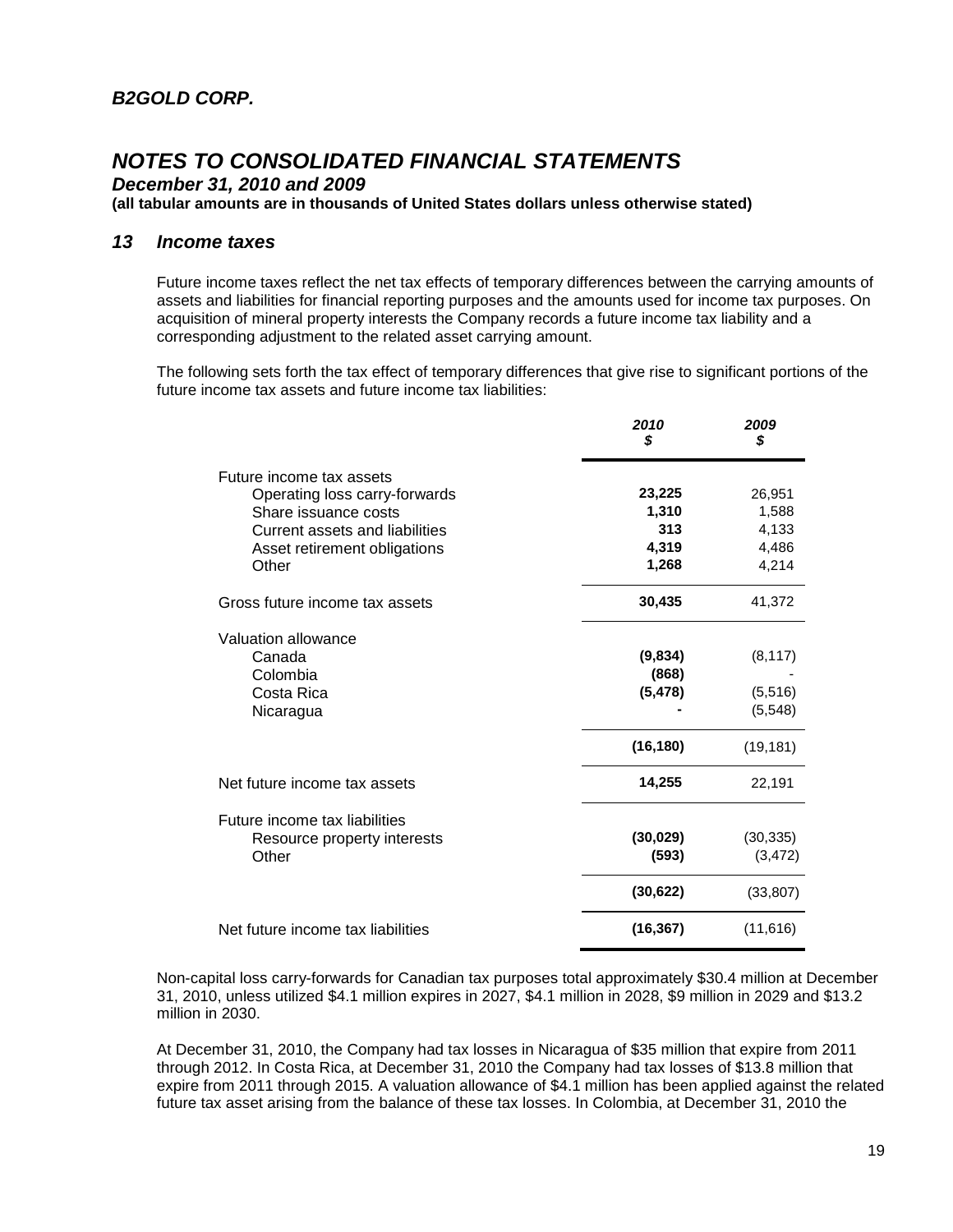# B2GOLD CORP.

# NOTES TO CONSOLIDATED FINANCIAL STATEMENTS

**December 31, 2010 and 2009**

**(all tabular amounts are in thousands of United States dollars unless otherwise stated)**

## 13 Income taxes

Future income taxes reflect the net tax effects of temporary differences between the carrying amounts of assets and liabilities for financial reporting purposes and the amounts used for income tax purposes. On acquisition of mineral property interests the Company records a future income tax liability and a corresponding adjustment to the related asset carrying amount.

The following sets forth the tax effect of temporary differences that give rise to significant portions of the future income tax assets and future income tax liabilities:

| | 2010 $ | 2009 $ |
|---|---|---|
| Future income tax assets | | |
| Operating loss carry-forwards | **23,225** | 26,951 |
| Share issuance costs | **1,310** | 1,588 |
| Current assets and liabilities | **313** | 4,133 |
| Asset retirement obligations | **4,319** | 4,486 |
| Other | **1,268** | 4,214 |
| Gross future income tax assets | **30,435** | 41,372 |
| Valuation allowance | | |
| Canada | **(9,834)** | (8,117) |
| Colombia | **(868)** | - |
| Costa Rica | **(5,478)** | (5,516) |
| Nicaragua | **-** | (5,548) |
| | **(16,180)** | (19,181) |
| Net future income tax assets | **14,255** | 22,191 |
| Future income tax liabilities | | |
| Resource property interests | **(30,029)** | (30,335) |
| Other | **(593)** | (3,472) |
| | **(30,622)** | (33,807) |
| Net future income tax liabilities | **(16,367)** | (11,616) |

Non-capital loss carry-forwards for Canadian tax purposes total approximately $30.4 million at December 31, 2010, unless utilized $4.1 million expires in 2027, $4.1 million in 2028, $9 million in 2029 and $13.2 million in 2030.

At December 31, 2010, the Company had tax losses in Nicaragua of $35 million that expire from 2011 through 2012. In Costa Rica, at December 31, 2010 the Company had tax losses of $13.8 million that expire from 2011 through 2015. A valuation allowance of $4.1 million has been applied against the related future tax asset arising from the balance of these tax losses. In Colombia, at December 31, 2010 the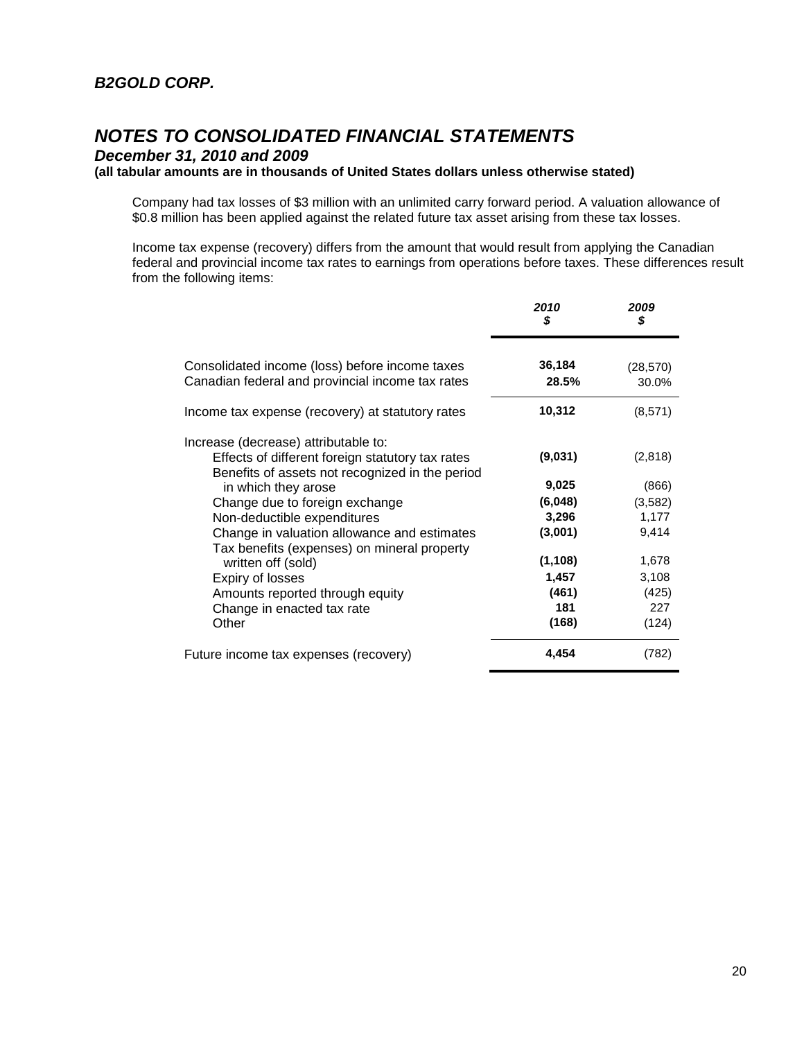## B2GOLD CORP.

# NOTES TO CONSOLIDATED FINANCIAL STATEMENTS

### December 31, 2010 and 2009

**(all tabular amounts are in thousands of United States dollars unless otherwise stated)**

Company had tax losses of $3 million with an unlimited carry forward period. A valuation allowance of $0.8 million has been applied against the related future tax asset arising from these tax losses.

Income tax expense (recovery) differs from the amount that would result from applying the Canadian federal and provincial income tax rates to earnings from operations before taxes. These differences result from the following items:

| | ***2010*** ***$*** | ***2009*** ***$*** |
|---|---|---|
| Consolidated income (loss) before income taxes | **36,184** | (28,570) |
| Canadian federal and provincial income tax rates | **28.5%** | 30.0% |
| Income tax expense (recovery) at statutory rates | **10,312** | (8,571) |
| Increase (decrease) attributable to: | | |
| Effects of different foreign statutory tax rates | **(9,031)** | (2,818) |
| Benefits of assets not recognized in the period in which they arose | **9,025** | (866) |
| Change due to foreign exchange | **(6,048)** | (3,582) |
| Non-deductible expenditures | **3,296** | 1,177 |
| Change in valuation allowance and estimates | **(3,001)** | 9,414 |
| Tax benefits (expenses) on mineral property written off (sold) | **(1,108)** | 1,678 |
| Expiry of losses | **1,457** | 3,108 |
| Amounts reported through equity | **(461)** | (425) |
| Change in enacted tax rate | **181** | 227 |
| Other | **(168)** | (124) |
| Future income tax expenses (recovery) | **4,454** | (782) |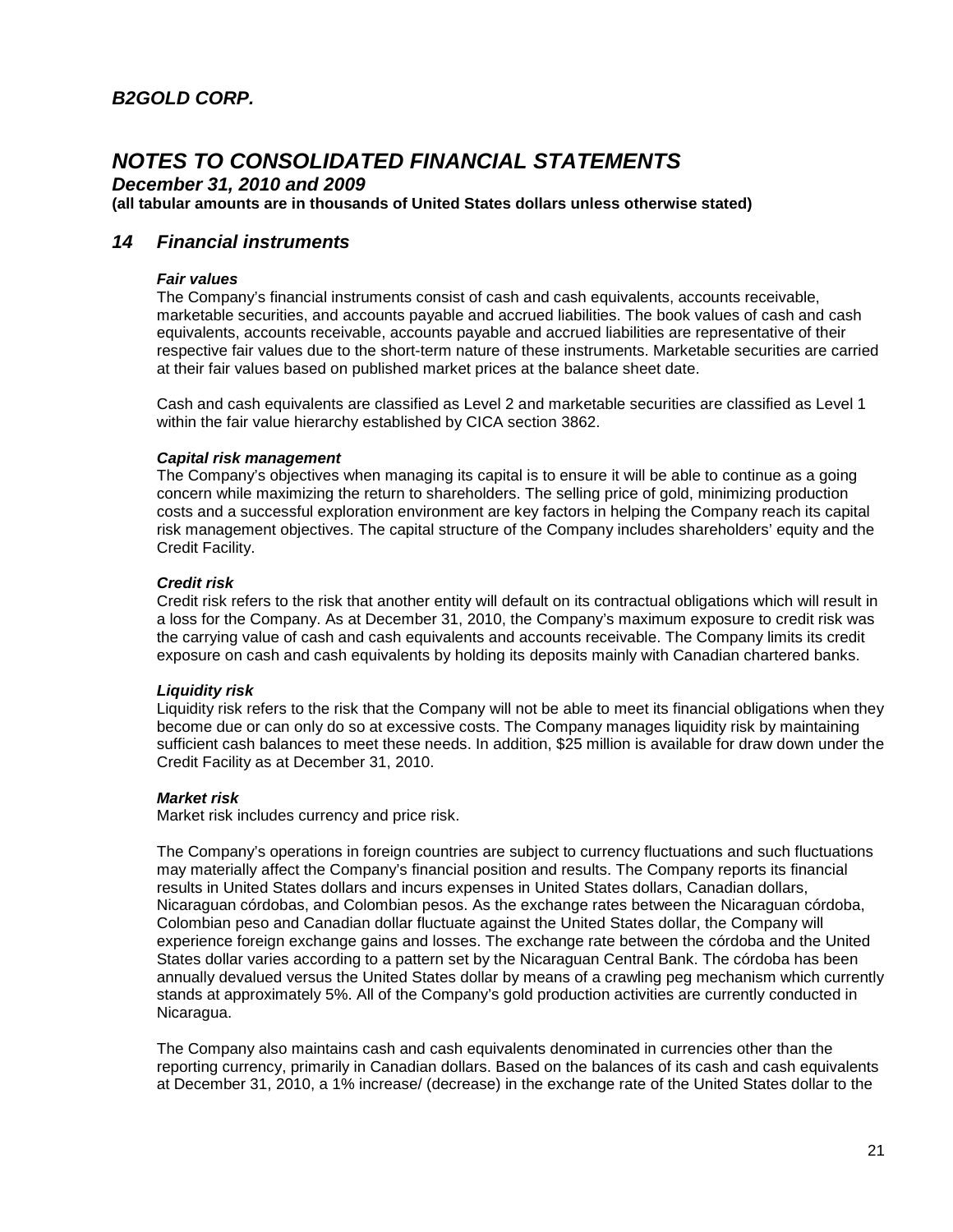# B2GOLD CORP.

# NOTES TO CONSOLIDATED FINANCIAL STATEMENTS

***December 31, 2010 and 2009***

**(all tabular amounts are in thousands of United States dollars unless otherwise stated)**

## 14 Financial instruments

***Fair values***

The Company's financial instruments consist of cash and cash equivalents, accounts receivable, marketable securities, and accounts payable and accrued liabilities. The book values of cash and cash equivalents, accounts receivable, accounts payable and accrued liabilities are representative of their respective fair values due to the short-term nature of these instruments. Marketable securities are carried at their fair values based on published market prices at the balance sheet date.

Cash and cash equivalents are classified as Level 2 and marketable securities are classified as Level 1 within the fair value hierarchy established by CICA section 3862.

***Capital risk management***

The Company's objectives when managing its capital is to ensure it will be able to continue as a going concern while maximizing the return to shareholders. The selling price of gold, minimizing production costs and a successful exploration environment are key factors in helping the Company reach its capital risk management objectives. The capital structure of the Company includes shareholders' equity and the Credit Facility.

***Credit risk***

Credit risk refers to the risk that another entity will default on its contractual obligations which will result in a loss for the Company. As at December 31, 2010, the Company's maximum exposure to credit risk was the carrying value of cash and cash equivalents and accounts receivable. The Company limits its credit exposure on cash and cash equivalents by holding its deposits mainly with Canadian chartered banks.

***Liquidity risk***

Liquidity risk refers to the risk that the Company will not be able to meet its financial obligations when they become due or can only do so at excessive costs. The Company manages liquidity risk by maintaining sufficient cash balances to meet these needs. In addition, $25 million is available for draw down under the Credit Facility as at December 31, 2010.

***Market risk***

Market risk includes currency and price risk.

The Company's operations in foreign countries are subject to currency fluctuations and such fluctuations may materially affect the Company's financial position and results. The Company reports its financial results in United States dollars and incurs expenses in United States dollars, Canadian dollars, Nicaraguan córdobas, and Colombian pesos. As the exchange rates between the Nicaraguan córdoba, Colombian peso and Canadian dollar fluctuate against the United States dollar, the Company will experience foreign exchange gains and losses. The exchange rate between the córdoba and the United States dollar varies according to a pattern set by the Nicaraguan Central Bank. The córdoba has been annually devalued versus the United States dollar by means of a crawling peg mechanism which currently stands at approximately 5%. All of the Company's gold production activities are currently conducted in Nicaragua.

The Company also maintains cash and cash equivalents denominated in currencies other than the reporting currency, primarily in Canadian dollars. Based on the balances of its cash and cash equivalents at December 31, 2010, a 1% increase/ (decrease) in the exchange rate of the United States dollar to the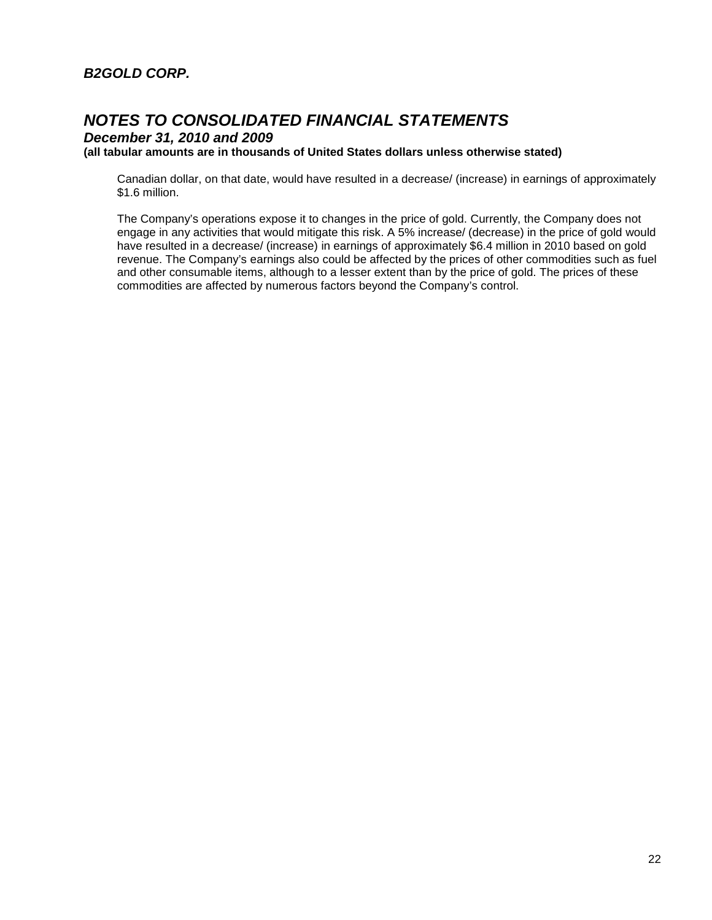Canadian dollar, on that date, would have resulted in a decrease/ (increase) in earnings of approximately $1.6 million.

The Company's operations expose it to changes in the price of gold. Currently, the Company does not engage in any activities that would mitigate this risk. A 5% increase/ (decrease) in the price of gold would have resulted in a decrease/ (increase) in earnings of approximately $6.4 million in 2010 based on gold revenue. The Company's earnings also could be affected by the prices of other commodities such as fuel and other consumable items, although to a lesser extent than by the price of gold. The prices of these commodities are affected by numerous factors beyond the Company's control.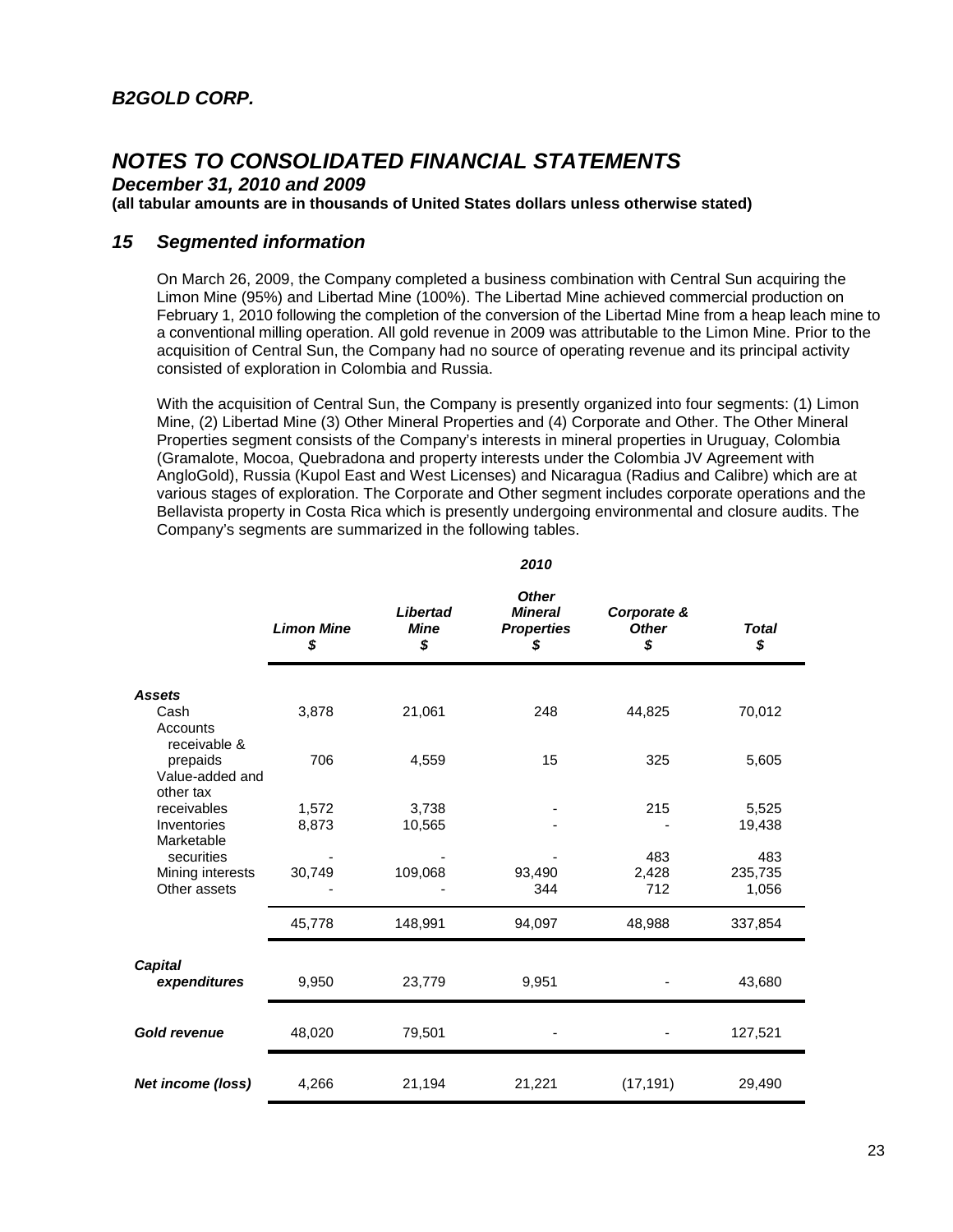## 15 Segmented information

On March 26, 2009, the Company completed a business combination with Central Sun acquiring the Limon Mine (95%) and Libertad Mine (100%). The Libertad Mine achieved commercial production on February 1, 2010 following the completion of the conversion of the Libertad Mine from a heap leach mine to a conventional milling operation. All gold revenue in 2009 was attributable to the Limon Mine. Prior to the acquisition of Central Sun, the Company had no source of operating revenue and its principal activity consisted of exploration in Colombia and Russia.

With the acquisition of Central Sun, the Company is presently organized into four segments: (1) Limon Mine, (2) Libertad Mine (3) Other Mineral Properties and (4) Corporate and Other. The Other Mineral Properties segment consists of the Company's interests in mineral properties in Uruguay, Colombia (Gramalote, Mocoa, Quebradona and property interests under the Colombia JV Agreement with AngloGold), Russia (Kupol East and West Licenses) and Nicaragua (Radius and Calibre) which are at various stages of exploration. The Corporate and Other segment includes corporate operations and the Bellavista property in Costa Rica which is presently undergoing environmental and closure audits. The Company's segments are summarized in the following tables.

| | 2010 | | | | |
|---|---|---|---|---|---|
| | *Limon Mine* $ | *Libertad Mine* $ | *Other Mineral Properties* $ | *Corporate & Other* $ | *Total* $ |
| ***Assets*** | | | | | |
| Cash | 3,878 | 21,061 | 248 | 44,825 | 70,012 |
| Accounts receivable & prepaids | 706 | 4,559 | 15 | 325 | 5,605 |
| Value-added and other tax receivables | 1,572 | 3,738 | - | 215 | 5,525 |
| Inventories | 8,873 | 10,565 | - | - | 19,438 |
| Marketable securities | - | - | - | 483 | 483 |
| Mining interests | 30,749 | 109,068 | 93,490 | 2,428 | 235,735 |
| Other assets | - | - | 344 | 712 | 1,056 |
| | 45,778 | 148,991 | 94,097 | 48,988 | 337,854 |
| ***Capital expenditures*** | 9,950 | 23,779 | 9,951 | - | 43,680 |
| ***Gold revenue*** | 48,020 | 79,501 | - | - | 127,521 |
| ***Net income (loss)*** | 4,266 | 21,194 | 21,221 | (17,191) | 29,490 |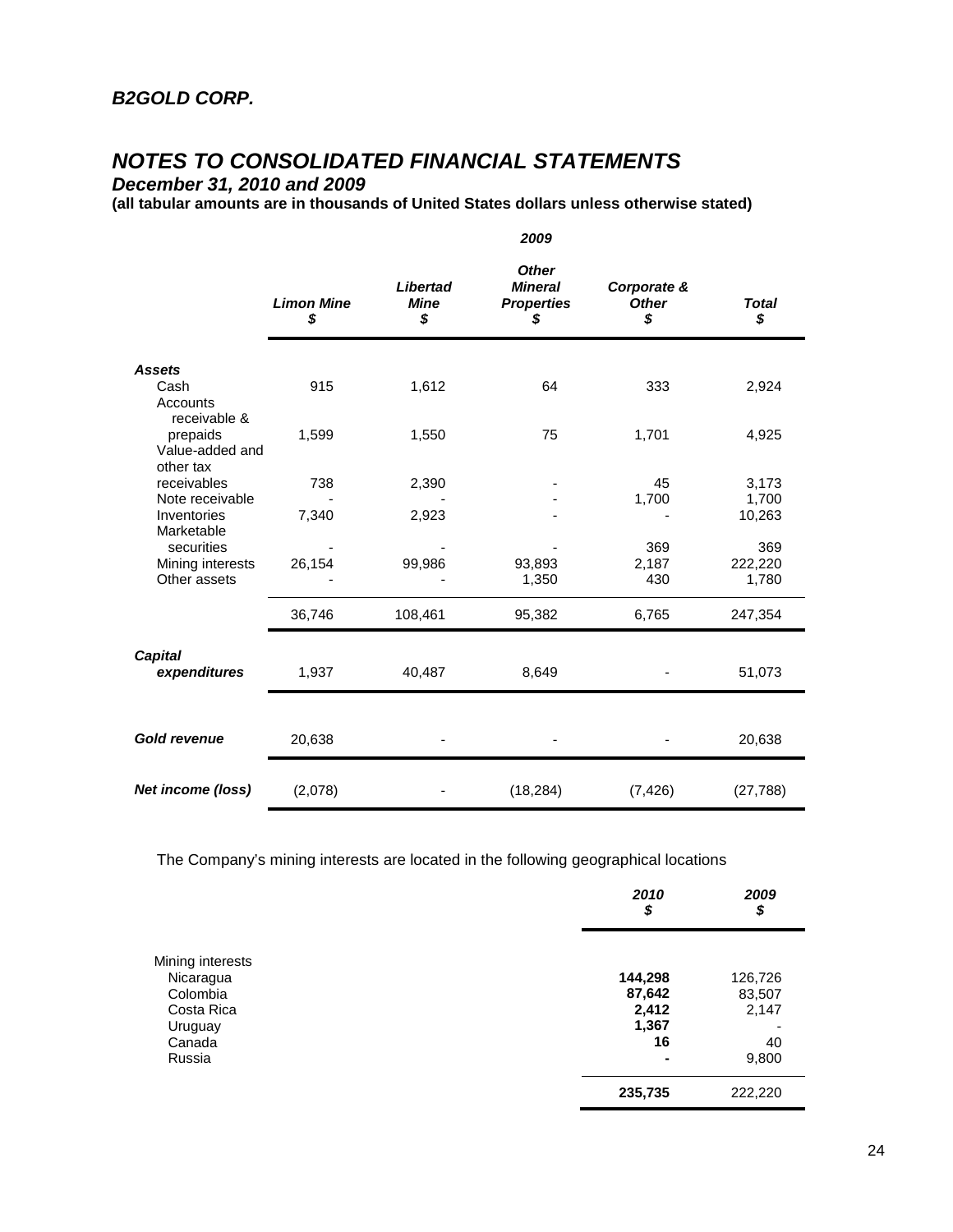## B2GOLD CORP.

# NOTES TO CONSOLIDATED FINANCIAL STATEMENTS

### December 31, 2010 and 2009

**(all tabular amounts are in thousands of United States dollars unless otherwise stated)**

| | 2009 | | | | |
|---|---|---|---|---|---|
| | ***Limon Mine*** ***$*** | ***Libertad Mine*** ***$*** | ***Other Mineral Properties*** ***$*** | ***Corporate & Other*** ***$*** | ***Total*** ***$*** |
| ***Assets*** | | | | | |
| Cash | 915 | 1,612 | 64 | 333 | 2,924 |
| Accounts receivable & prepaids | 1,599 | 1,550 | 75 | 1,701 | 4,925 |
| Value-added and other tax receivables | 738 | 2,390 | - | 45 | 3,173 |
| Note receivable | - | - | - | 1,700 | 1,700 |
| Inventories | 7,340 | 2,923 | - | - | 10,263 |
| Marketable securities | - | - | - | 369 | 369 |
| Mining interests | 26,154 | 99,986 | 93,893 | 2,187 | 222,220 |
| Other assets | - | - | 1,350 | 430 | 1,780 |
| | 36,746 | 108,461 | 95,382 | 6,765 | 247,354 |
| ***Capital expenditures*** | 1,937 | 40,487 | 8,649 | - | 51,073 |
| ***Gold revenue*** | 20,638 | - | - | - | 20,638 |
| ***Net income (loss)*** | (2,078) | - | (18,284) | (7,426) | (27,788) |

The Company's mining interests are located in the following geographical locations

| | ***2010*** ***$*** | ***2009*** ***$*** |
|---|---|---|
| Mining interests | | |
| Nicaragua | **144,298** | 126,726 |
| Colombia | **87,642** | 83,507 |
| Costa Rica | **2,412** | 2,147 |
| Uruguay | **1,367** | - |
| Canada | **16** | 40 |
| Russia | **-** | 9,800 |
| | **235,735** | 222,220 |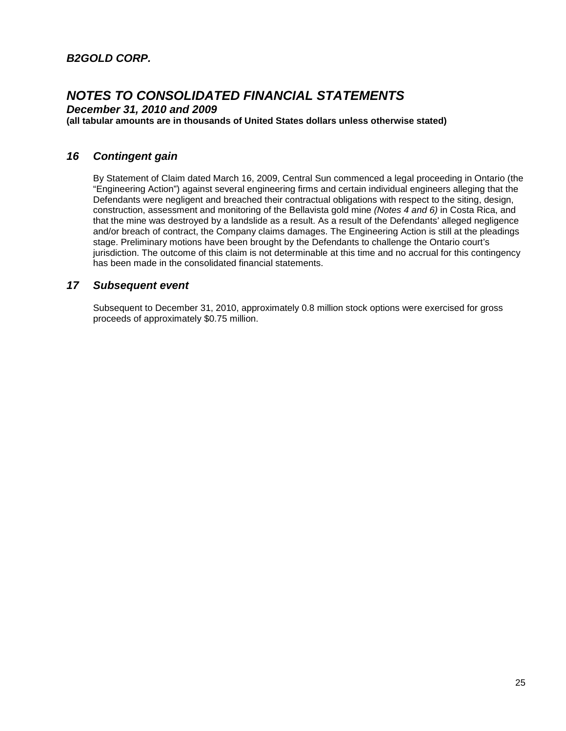## 16 Contingent gain

By Statement of Claim dated March 16, 2009, Central Sun commenced a legal proceeding in Ontario (the "Engineering Action") against several engineering firms and certain individual engineers alleging that the Defendants were negligent and breached their contractual obligations with respect to the siting, design, construction, assessment and monitoring of the Bellavista gold mine *(Notes 4 and 6)* in Costa Rica, and that the mine was destroyed by a landslide as a result. As a result of the Defendants' alleged negligence and/or breach of contract, the Company claims damages. The Engineering Action is still at the pleadings stage. Preliminary motions have been brought by the Defendants to challenge the Ontario court's jurisdiction. The outcome of this claim is not determinable at this time and no accrual for this contingency has been made in the consolidated financial statements.

## 17 Subsequent event

Subsequent to December 31, 2010, approximately 0.8 million stock options were exercised for gross proceeds of approximately $0.75 million.